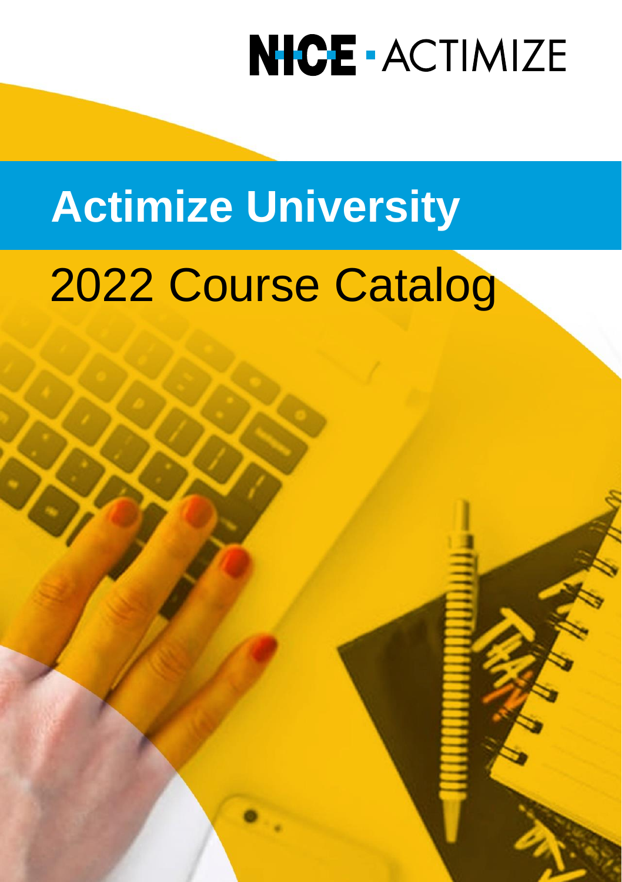NICE · ACTIMIZE

# Actimize University

## 2022 Course Catalog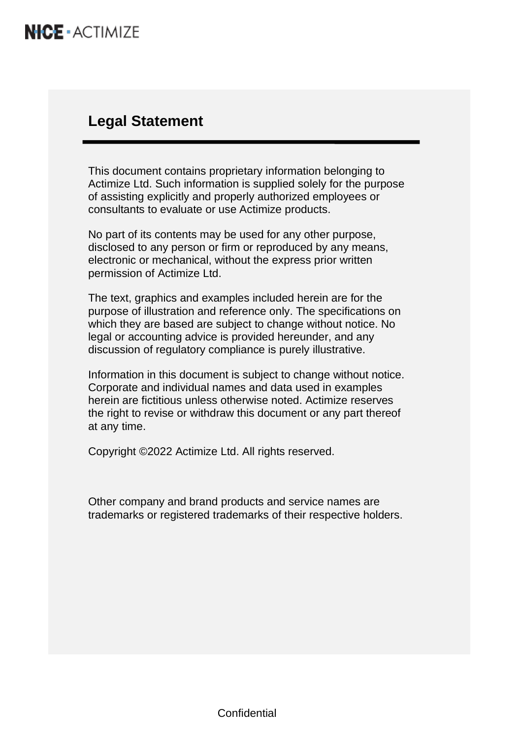## Legal Statement

This document contains proprietary information belonging to Actimize Ltd. Such information is supplied solely for the purpose of assisting explicitly and properly authorized employees or consultants to evaluate or use Actimize products.

No part of its contents may be used for any other purpose, disclosed to any person or firm or reproduced by any means, electronic or mechanical, without the express prior written permission of Actimize Ltd.

The text, graphics and examples included herein are for the purpose of illustration and reference only. The specifications on which they are based are subject to change without notice. No legal or accounting advice is provided hereunder, and any discussion of regulatory compliance is purely illustrative.

Information in this document is subject to change without notice. Corporate and individual names and data used in examples herein are fictitious unless otherwise noted. Actimize reserves the right to revise or withdraw this document or any part thereof at any time.

Copyright ©2022 Actimize Ltd. All rights reserved.

Other company and brand products and service names are trademarks or registered trademarks of their respective holders.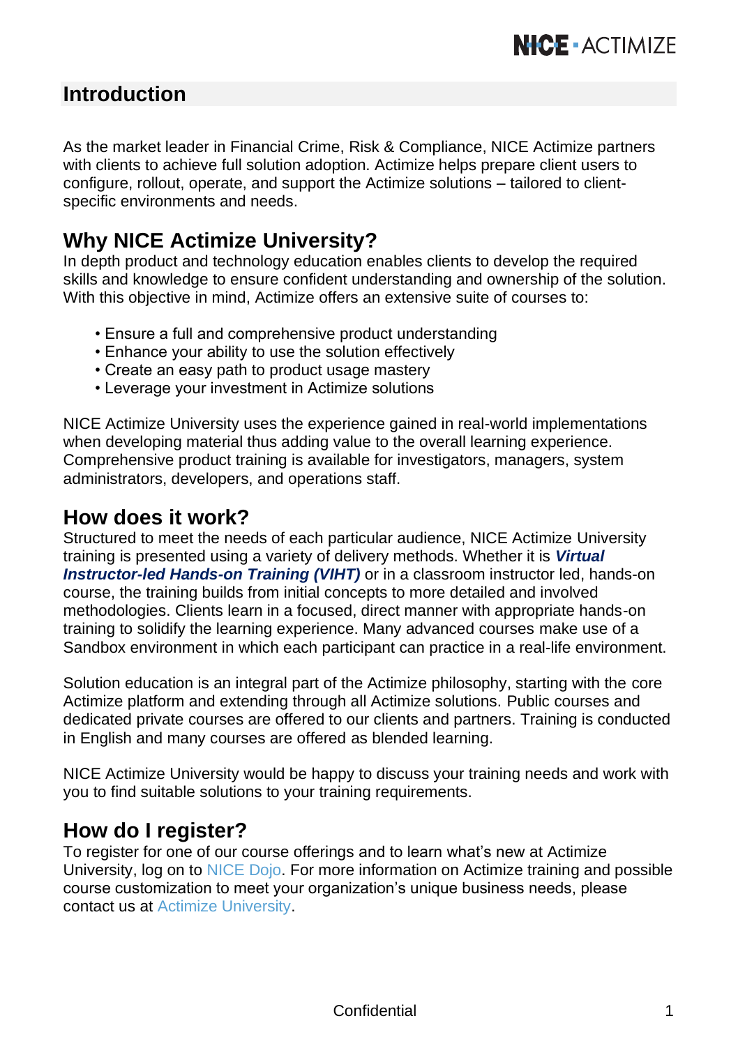## Introduction

As the market leader in Financial Crime, Risk & Compliance, NICE Actimize partners with clients to achieve full solution adoption. Actimize helps prepare client users to configure, rollout, operate, and support the Actimize solutions – tailored to client-specific environments and needs.

## Why NICE Actimize University?

In depth product and technology education enables clients to develop the required skills and knowledge to ensure confident understanding and ownership of the solution. With this objective in mind, Actimize offers an extensive suite of courses to:

- Ensure a full and comprehensive product understanding
- Enhance your ability to use the solution effectively
- Create an easy path to product usage mastery
- Leverage your investment in Actimize solutions

NICE Actimize University uses the experience gained in real-world implementations when developing material thus adding value to the overall learning experience. Comprehensive product training is available for investigators, managers, system administrators, developers, and operations staff.

## How does it work?

Structured to meet the needs of each particular audience, NICE Actimize University training is presented using a variety of delivery methods. Whether it is ***Virtual Instructor-led Hands-on Training (VIHT)*** or in a classroom instructor led, hands-on course, the training builds from initial concepts to more detailed and involved methodologies. Clients learn in a focused, direct manner with appropriate hands-on training to solidify the learning experience. Many advanced courses make use of a Sandbox environment in which each participant can practice in a real-life environment.

Solution education is an integral part of the Actimize philosophy, starting with the core Actimize platform and extending through all Actimize solutions. Public courses and dedicated private courses are offered to our clients and partners. Training is conducted in English and many courses are offered as blended learning.

NICE Actimize University would be happy to discuss your training needs and work with you to find suitable solutions to your training requirements.

## How do I register?

To register for one of our course offerings and to learn what's new at Actimize University, log on to NICE Dojo. For more information on Actimize training and possible course customization to meet your organization's unique business needs, please contact us at Actimize University.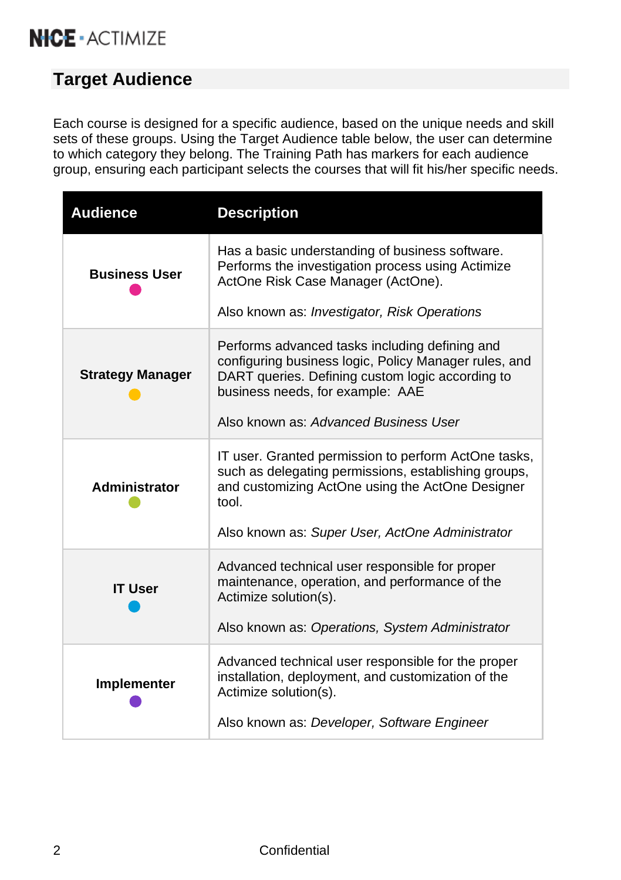## Target Audience

Each course is designed for a specific audience, based on the unique needs and skill sets of these groups. Using the Target Audience table below, the user can determine to which category they belong. The Training Path has markers for each audience group, ensuring each participant selects the courses that will fit his/her specific needs.

| Audience | Description |
|---|---|
| **Business User** | Has a basic understanding of business software. Performs the investigation process using Actimize ActOne Risk Case Manager (ActOne).<br><br>Also known as: *Investigator, Risk Operations* |
| **Strategy Manager** | Performs advanced tasks including defining and configuring business logic, Policy Manager rules, and DART queries. Defining custom logic according to business needs, for example: AAE<br><br>Also known as: *Advanced Business User* |
| **Administrator** | IT user. Granted permission to perform ActOne tasks, such as delegating permissions, establishing groups, and customizing ActOne using the ActOne Designer tool.<br><br>Also known as: *Super User, ActOne Administrator* |
| **IT User** | Advanced technical user responsible for proper maintenance, operation, and performance of the Actimize solution(s).<br><br>Also known as: *Operations, System Administrator* |
| **Implementer** | Advanced technical user responsible for the proper installation, deployment, and customization of the Actimize solution(s).<br><br>Also known as: *Developer, Software Engineer* |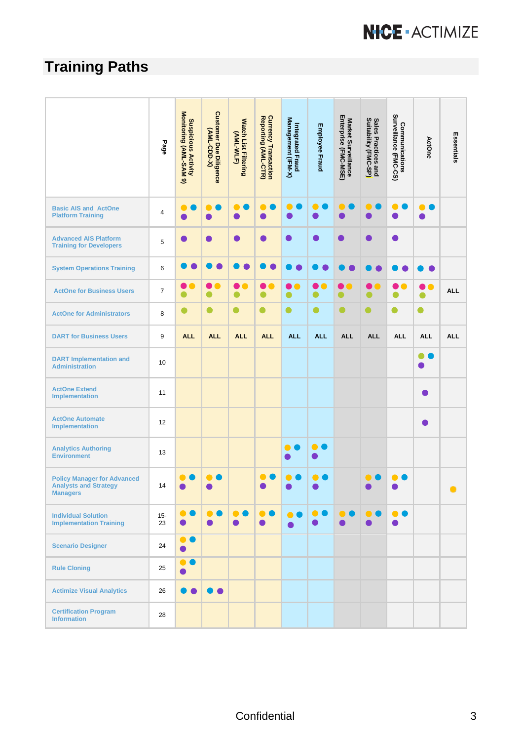# Training Paths

| | Page | Suspicious Activity Monitoring (AML-SAM 9) | Customer Due Diligence (AML-CDD-X) | Watch List Filtering (AML-WLF) | Currency Transaction Reporting (AML-CTR) | Integrated Fraud Management (IFM-X) | Employee Fraud | Market Surveillance Enterprise (FMC-MSE) | Sales Practices and Suitability (FMC-SP) | Communications Surveillance (FMC-CS) | ActOne | Essentials |
|---|---|---|---|---|---|---|---|---|---|---|---|---|
| Basic AIS and ActOne Platform Training | 4 | ● yellow ● blue ● purple | ● yellow ● blue ● purple | ● yellow ● blue ● purple | ● yellow ● blue ● purple | ● yellow ● blue ● purple | ● yellow ● blue ● purple | ● yellow ● blue ● purple | ● yellow ● blue ● purple | ● yellow ● blue ● purple | ● yellow ● blue ● purple | |
| Advanced AIS Platform Training for Developers | 5 | ● purple | ● purple | ● purple | ● purple | ● purple | ● purple | ● purple | ● purple | ● purple | | |
| System Operations Training | 6 | ● blue ● purple | ● blue ● purple | ● blue ● purple | ● blue ● purple | ● blue ● purple | ● blue ● purple | ● blue ● purple | ● blue ● purple | ● blue ● purple | ● blue ● purple | |
| ActOne for Business Users | 7 | ● pink ● yellow ● green | ● pink ● yellow ● green | ● pink ● yellow ● green | ● pink ● yellow ● green | ● pink ● yellow ● green | ● pink ● yellow ● green | ● pink ● yellow ● green | ● pink ● yellow ● green | ● pink ● yellow ● green | ● pink ● yellow ● green | ALL |
| ActOne for Administrators | 8 | ● green | ● green | ● green | ● green | ● green | ● green | ● green | ● green | ● green | ● green | |
| DART for Business Users | 9 | ALL | ALL | ALL | ALL | ALL | ALL | ALL | ALL | ALL | ALL | ALL |
| DART Implementation and Administration | 10 | | | | | | | | | | ● green ● blue ● purple | |
| ActOne Extend Implementation | 11 | | | | | | | | | | ● purple | |
| ActOne Automate Implementation | 12 | | | | | | | | | | ● purple | |
| Analytics Authoring Environment | 13 | | | | | ● yellow ● blue ● purple | ● yellow ● blue ● purple | | | | | |
| Policy Manager for Advanced Analysts and Strategy Managers | 14 | ● yellow ● blue ● purple | ● yellow ● blue ● purple | | ● yellow ● blue ● purple | ● yellow ● blue ● purple | ● yellow ● blue ● purple | | ● yellow ● blue ● purple | ● yellow ● blue ● purple | | ● yellow |
| Individual Solution Implementation Training | 15-23 | ● yellow ● blue ● purple | ● yellow ● blue ● purple | ● yellow ● blue ● purple | ● yellow ● blue ● purple | ● yellow ● blue ● purple | ● yellow ● blue ● purple | ● yellow ● blue ● purple | ● yellow ● blue ● purple | ● yellow ● blue ● purple | | |
| Scenario Designer | 24 | ● yellow ● blue ● purple | | | | | | | | | | |
| Rule Cloning | 25 | ● yellow ● blue ● purple | | | | | | | | | | |
| Actimize Visual Analytics | 26 | ● blue ● purple | ● blue ● purple | | | | | | | | | |
| Certification Program Information | 28 | | | | | | | | | | | |

Confidential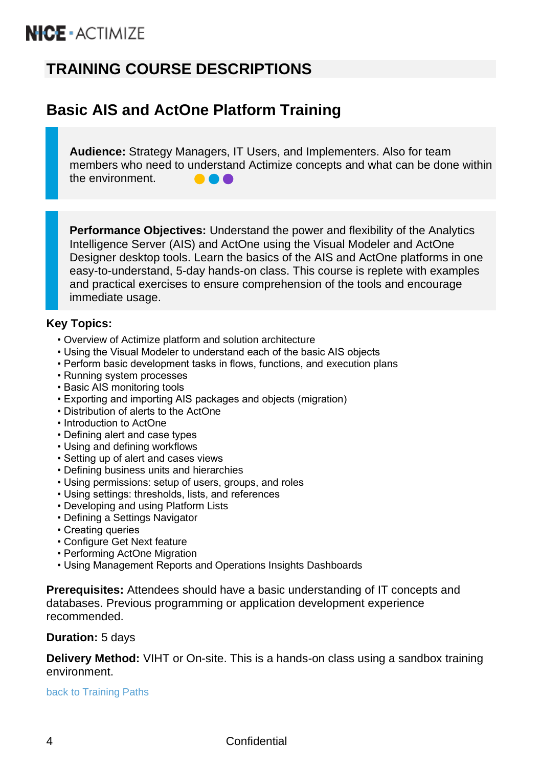# TRAINING COURSE DESCRIPTIONS

## Basic AIS and ActOne Platform Training

**Audience:** Strategy Managers, IT Users, and Implementers. Also for team members who need to understand Actimize concepts and what can be done within the environment.

**Performance Objectives:** Understand the power and flexibility of the Analytics Intelligence Server (AIS) and ActOne using the Visual Modeler and ActOne Designer desktop tools. Learn the basics of the AIS and ActOne platforms in one easy-to-understand, 5-day hands-on class. This course is replete with examples and practical exercises to ensure comprehension of the tools and encourage immediate usage.

**Key Topics:**

- Overview of Actimize platform and solution architecture
- Using the Visual Modeler to understand each of the basic AIS objects
- Perform basic development tasks in flows, functions, and execution plans
- Running system processes
- Basic AIS monitoring tools
- Exporting and importing AIS packages and objects (migration)
- Distribution of alerts to the ActOne
- Introduction to ActOne
- Defining alert and case types
- Using and defining workflows
- Setting up of alert and cases views
- Defining business units and hierarchies
- Using permissions: setup of users, groups, and roles
- Using settings: thresholds, lists, and references
- Developing and using Platform Lists
- Defining a Settings Navigator
- Creating queries
- Configure Get Next feature
- Performing ActOne Migration
- Using Management Reports and Operations Insights Dashboards

**Prerequisites:** Attendees should have a basic understanding of IT concepts and databases. Previous programming or application development experience recommended.

**Duration:** 5 days

**Delivery Method:** VIHT or On-site. This is a hands-on class using a sandbox training environment.

back to Training Paths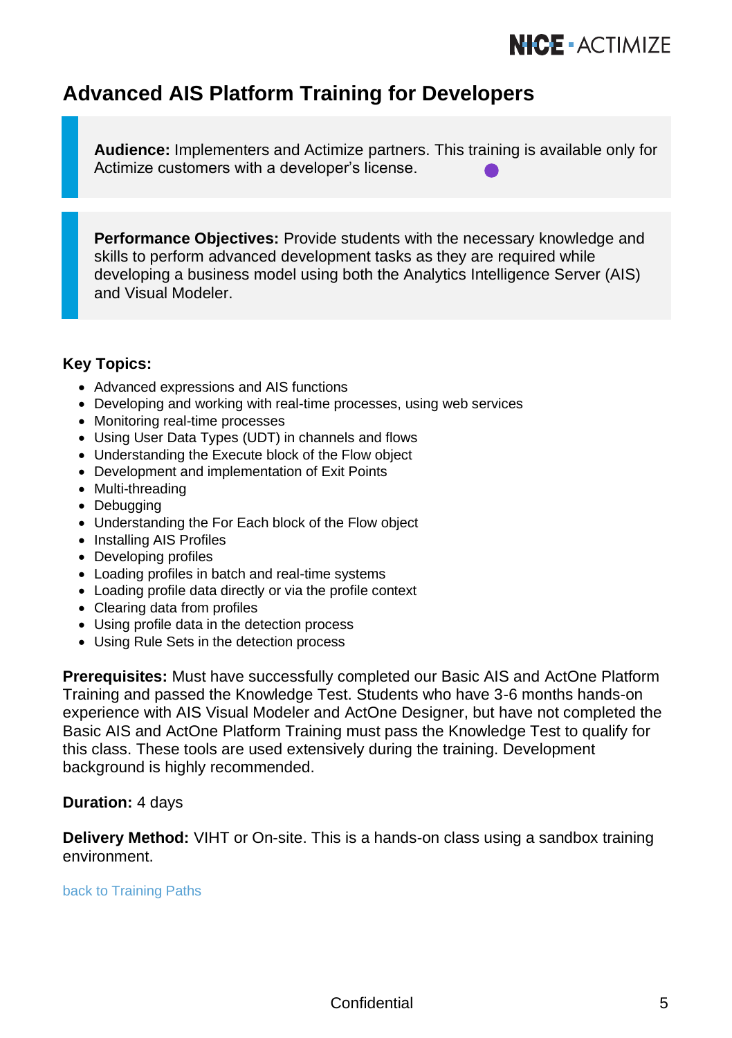# Advanced AIS Platform Training for Developers

**Audience:** Implementers and Actimize partners. This training is available only for Actimize customers with a developer's license.

**Performance Objectives:** Provide students with the necessary knowledge and skills to perform advanced development tasks as they are required while developing a business model using both the Analytics Intelligence Server (AIS) and Visual Modeler.

**Key Topics:**

- Advanced expressions and AIS functions
- Developing and working with real-time processes, using web services
- Monitoring real-time processes
- Using User Data Types (UDT) in channels and flows
- Understanding the Execute block of the Flow object
- Development and implementation of Exit Points
- Multi-threading
- Debugging
- Understanding the For Each block of the Flow object
- Installing AIS Profiles
- Developing profiles
- Loading profiles in batch and real-time systems
- Loading profile data directly or via the profile context
- Clearing data from profiles
- Using profile data in the detection process
- Using Rule Sets in the detection process

**Prerequisites:** Must have successfully completed our Basic AIS and ActOne Platform Training and passed the Knowledge Test. Students who have 3-6 months hands-on experience with AIS Visual Modeler and ActOne Designer, but have not completed the Basic AIS and ActOne Platform Training must pass the Knowledge Test to qualify for this class. These tools are used extensively during the training. Development background is highly recommended.

**Duration:** 4 days

**Delivery Method:** VIHT or On-site. This is a hands-on class using a sandbox training environment.

back to Training Paths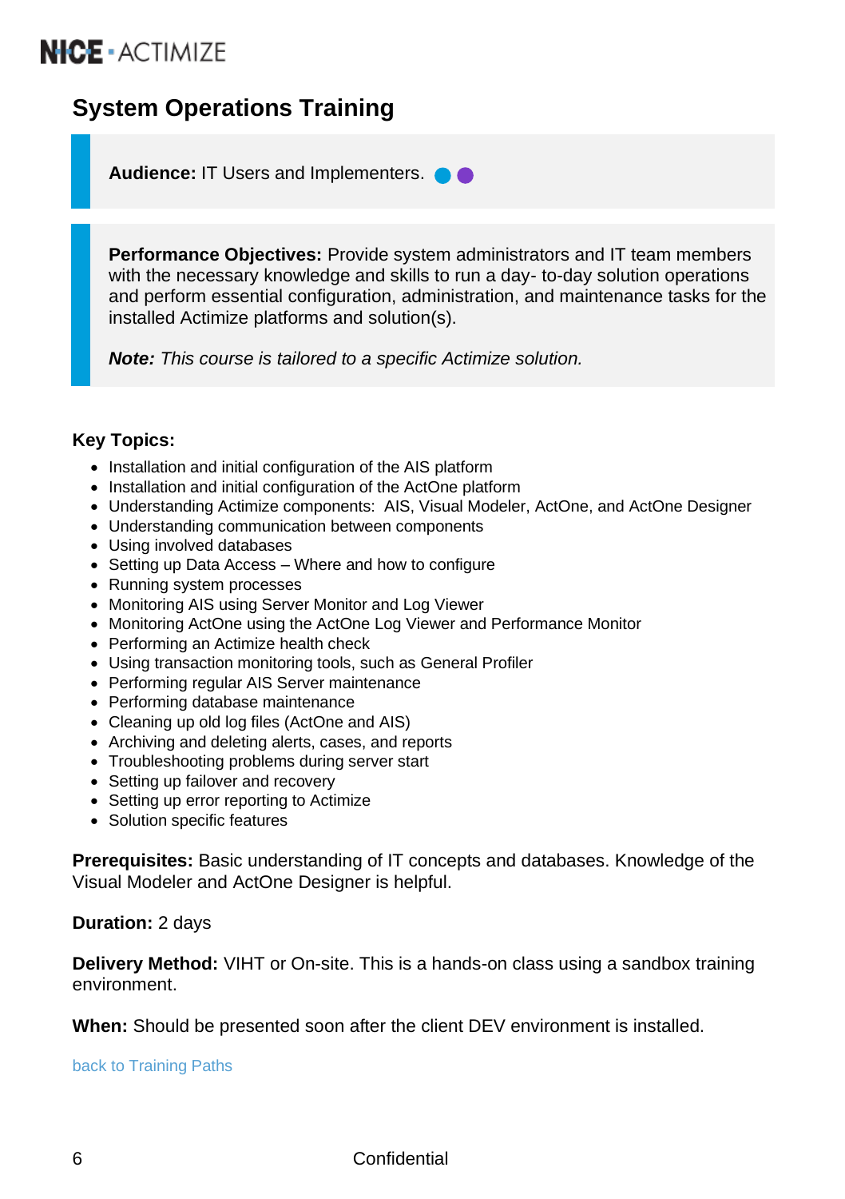# System Operations Training

**Audience:** IT Users and Implementers.

**Performance Objectives:** Provide system administrators and IT team members with the necessary knowledge and skills to run a day- to-day solution operations and perform essential configuration, administration, and maintenance tasks for the installed Actimize platforms and solution(s).

***Note:*** *This course is tailored to a specific Actimize solution.*

**Key Topics:**

- Installation and initial configuration of the AIS platform
- Installation and initial configuration of the ActOne platform
- Understanding Actimize components: AIS, Visual Modeler, ActOne, and ActOne Designer
- Understanding communication between components
- Using involved databases
- Setting up Data Access – Where and how to configure
- Running system processes
- Monitoring AIS using Server Monitor and Log Viewer
- Monitoring ActOne using the ActOne Log Viewer and Performance Monitor
- Performing an Actimize health check
- Using transaction monitoring tools, such as General Profiler
- Performing regular AIS Server maintenance
- Performing database maintenance
- Cleaning up old log files (ActOne and AIS)
- Archiving and deleting alerts, cases, and reports
- Troubleshooting problems during server start
- Setting up failover and recovery
- Setting up error reporting to Actimize
- Solution specific features

**Prerequisites:** Basic understanding of IT concepts and databases. Knowledge of the Visual Modeler and ActOne Designer is helpful.

**Duration:** 2 days

**Delivery Method:** VIHT or On-site. This is a hands-on class using a sandbox training environment.

**When:** Should be presented soon after the client DEV environment is installed.

back to Training Paths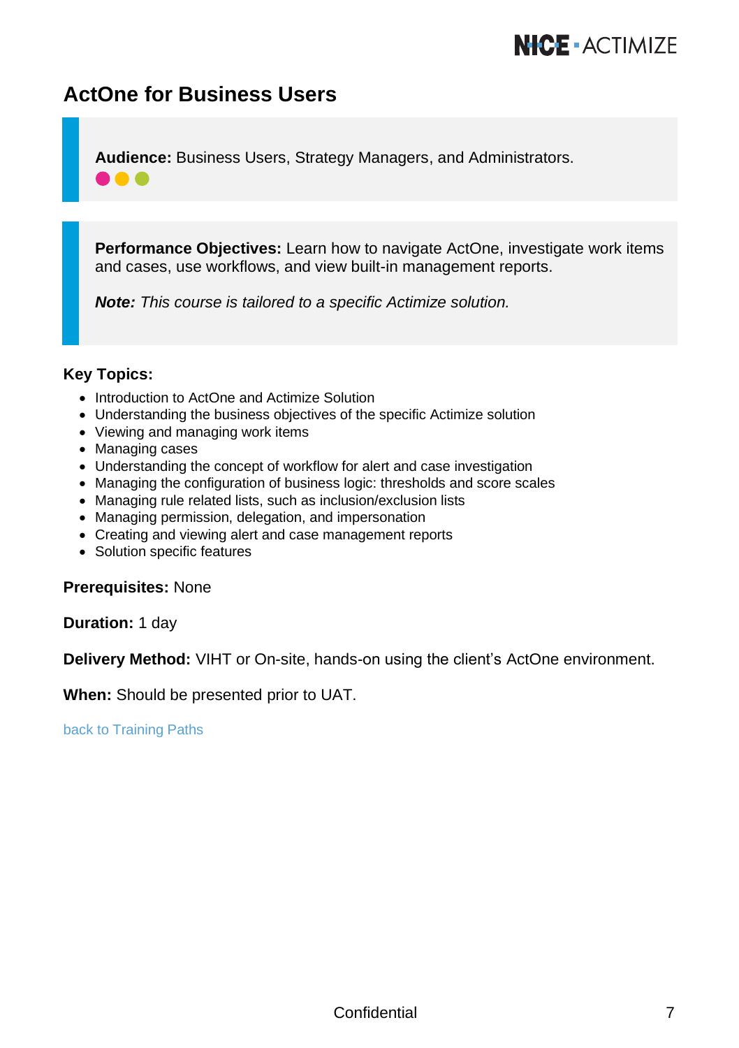# ActOne for Business Users

**Audience:** Business Users, Strategy Managers, and Administrators.

**Performance Objectives:** Learn how to navigate ActOne, investigate work items and cases, use workflows, and view built-in management reports.

***Note:** This course is tailored to a specific Actimize solution.*

**Key Topics:**

- Introduction to ActOne and Actimize Solution
- Understanding the business objectives of the specific Actimize solution
- Viewing and managing work items
- Managing cases
- Understanding the concept of workflow for alert and case investigation
- Managing the configuration of business logic: thresholds and score scales
- Managing rule related lists, such as inclusion/exclusion lists
- Managing permission, delegation, and impersonation
- Creating and viewing alert and case management reports
- Solution specific features

**Prerequisites:** None

**Duration:** 1 day

**Delivery Method:** VIHT or On-site, hands-on using the client's ActOne environment.

**When:** Should be presented prior to UAT.

back to Training Paths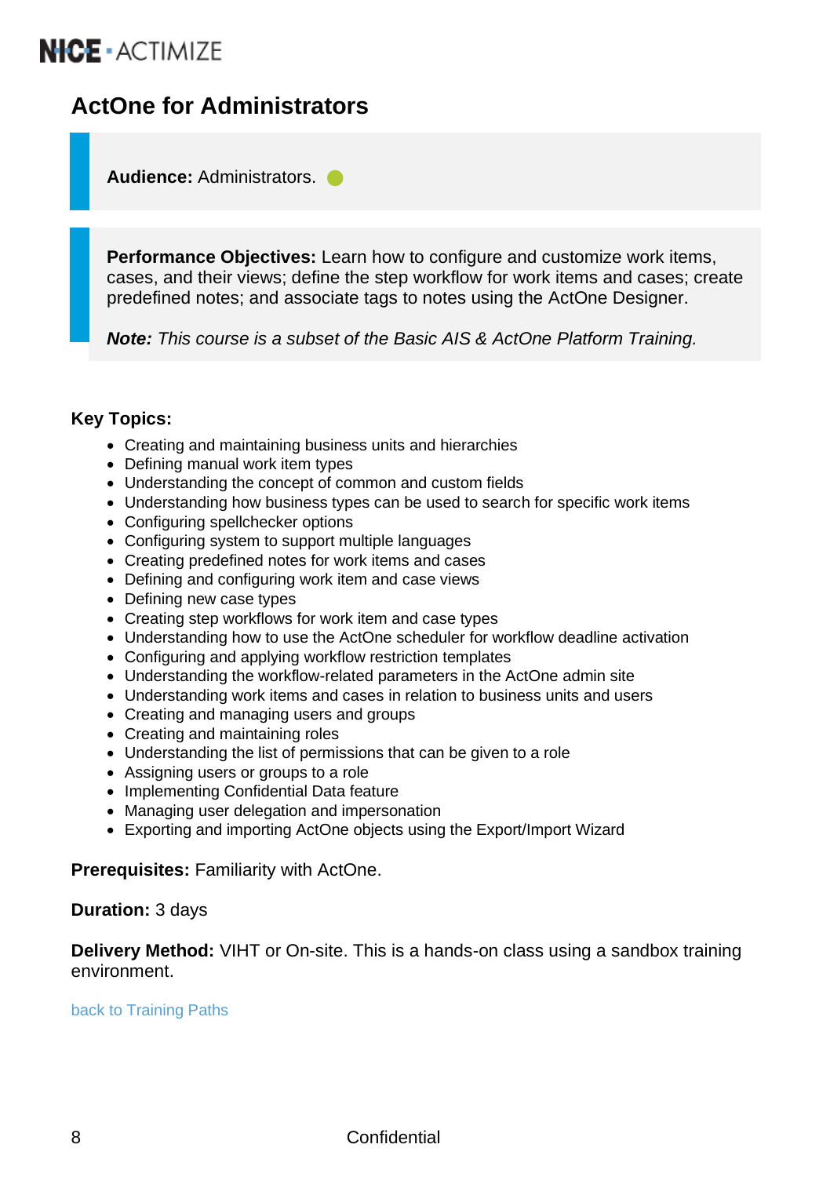## ActOne for Administrators

**Audience:** Administrators.

**Performance Objectives:** Learn how to configure and customize work items, cases, and their views; define the step workflow for work items and cases; create predefined notes; and associate tags to notes using the ActOne Designer.

***Note:*** *This course is a subset of the Basic AIS & ActOne Platform Training.*

**Key Topics:**

- Creating and maintaining business units and hierarchies
- Defining manual work item types
- Understanding the concept of common and custom fields
- Understanding how business types can be used to search for specific work items
- Configuring spellchecker options
- Configuring system to support multiple languages
- Creating predefined notes for work items and cases
- Defining and configuring work item and case views
- Defining new case types
- Creating step workflows for work item and case types
- Understanding how to use the ActOne scheduler for workflow deadline activation
- Configuring and applying workflow restriction templates
- Understanding the workflow-related parameters in the ActOne admin site
- Understanding work items and cases in relation to business units and users
- Creating and managing users and groups
- Creating and maintaining roles
- Understanding the list of permissions that can be given to a role
- Assigning users or groups to a role
- Implementing Confidential Data feature
- Managing user delegation and impersonation
- Exporting and importing ActOne objects using the Export/Import Wizard

**Prerequisites:** Familiarity with ActOne.

**Duration:** 3 days

**Delivery Method:** VIHT or On-site. This is a hands-on class using a sandbox training environment.

back to Training Paths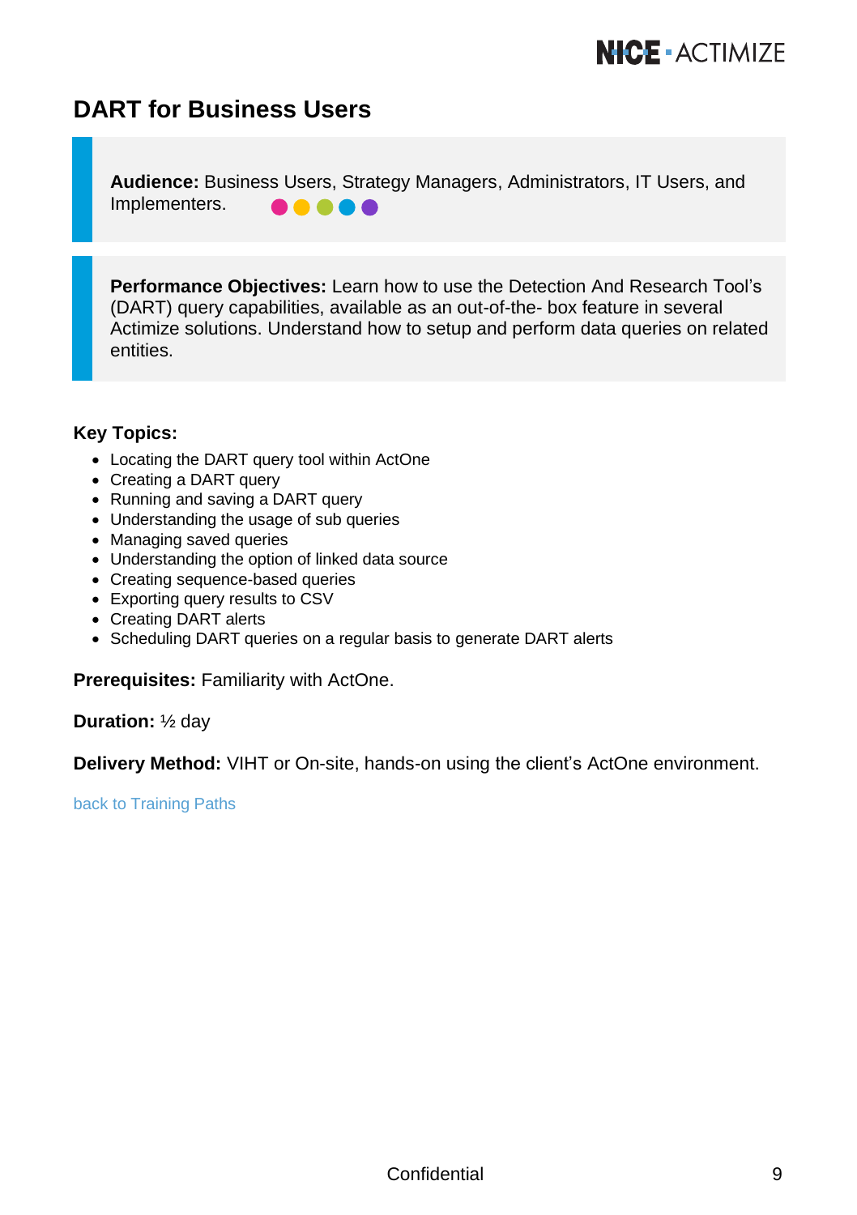# DART for Business Users

**Audience:** Business Users, Strategy Managers, Administrators, IT Users, and Implementers.

**Performance Objectives:** Learn how to use the Detection And Research Tool's (DART) query capabilities, available as an out-of-the- box feature in several Actimize solutions. Understand how to setup and perform data queries on related entities.

**Key Topics:**

- Locating the DART query tool within ActOne
- Creating a DART query
- Running and saving a DART query
- Understanding the usage of sub queries
- Managing saved queries
- Understanding the option of linked data source
- Creating sequence-based queries
- Exporting query results to CSV
- Creating DART alerts
- Scheduling DART queries on a regular basis to generate DART alerts

**Prerequisites:** Familiarity with ActOne.

**Duration:** ½ day

**Delivery Method:** VIHT or On-site, hands-on using the client's ActOne environment.

back to Training Paths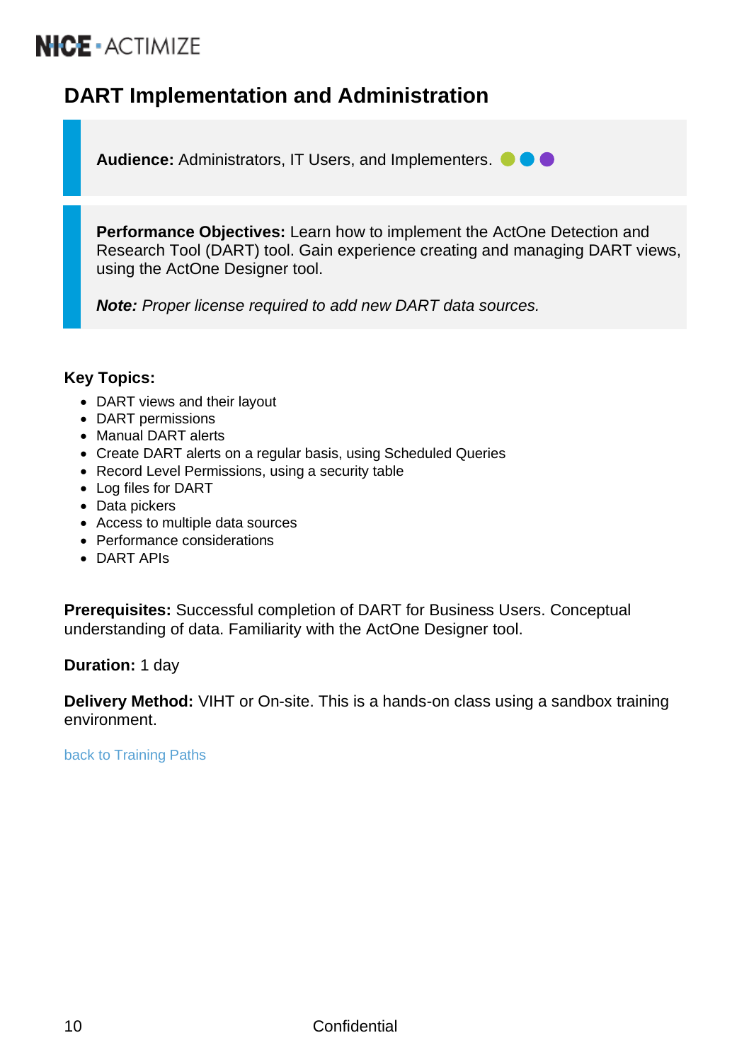# DART Implementation and Administration

**Audience:** Administrators, IT Users, and Implementers.

**Performance Objectives:** Learn how to implement the ActOne Detection and Research Tool (DART) tool. Gain experience creating and managing DART views, using the ActOne Designer tool.

***Note:*** *Proper license required to add new DART data sources.*

**Key Topics:**

- DART views and their layout
- DART permissions
- Manual DART alerts
- Create DART alerts on a regular basis, using Scheduled Queries
- Record Level Permissions, using a security table
- Log files for DART
- Data pickers
- Access to multiple data sources
- Performance considerations
- DART APIs

**Prerequisites:** Successful completion of DART for Business Users. Conceptual understanding of data. Familiarity with the ActOne Designer tool.

**Duration:** 1 day

**Delivery Method:** VIHT or On-site. This is a hands-on class using a sandbox training environment.

back to Training Paths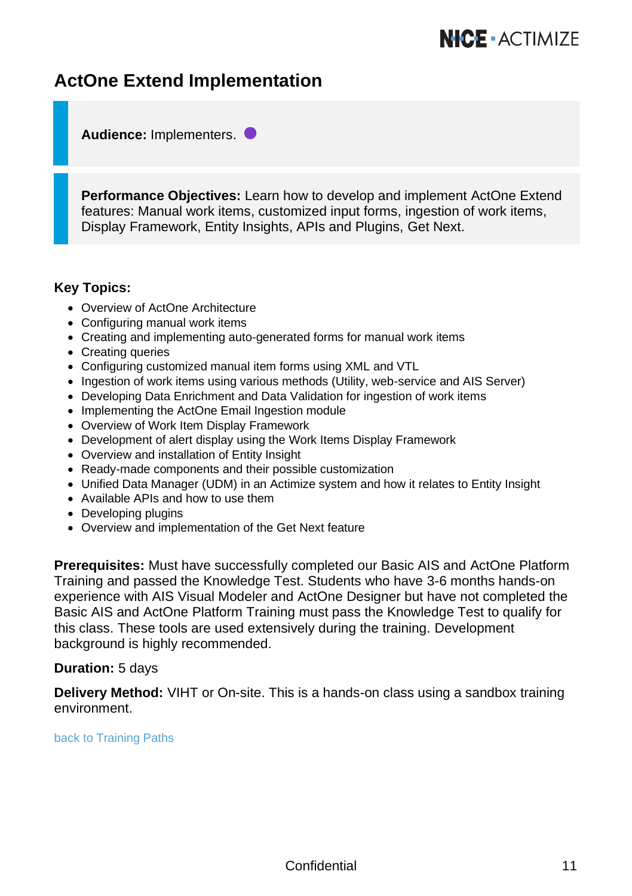# ActOne Extend Implementation

**Audience:** Implementers.

**Performance Objectives:** Learn how to develop and implement ActOne Extend features: Manual work items, customized input forms, ingestion of work items, Display Framework, Entity Insights, APIs and Plugins, Get Next.

**Key Topics:**

- Overview of ActOne Architecture
- Configuring manual work items
- Creating and implementing auto-generated forms for manual work items
- Creating queries
- Configuring customized manual item forms using XML and VTL
- Ingestion of work items using various methods (Utility, web-service and AIS Server)
- Developing Data Enrichment and Data Validation for ingestion of work items
- Implementing the ActOne Email Ingestion module
- Overview of Work Item Display Framework
- Development of alert display using the Work Items Display Framework
- Overview and installation of Entity Insight
- Ready-made components and their possible customization
- Unified Data Manager (UDM) in an Actimize system and how it relates to Entity Insight
- Available APIs and how to use them
- Developing plugins
- Overview and implementation of the Get Next feature

**Prerequisites:** Must have successfully completed our Basic AIS and ActOne Platform Training and passed the Knowledge Test. Students who have 3-6 months hands-on experience with AIS Visual Modeler and ActOne Designer but have not completed the Basic AIS and ActOne Platform Training must pass the Knowledge Test to qualify for this class. These tools are used extensively during the training. Development background is highly recommended.

**Duration:** 5 days

**Delivery Method:** VIHT or On-site. This is a hands-on class using a sandbox training environment.

back to Training Paths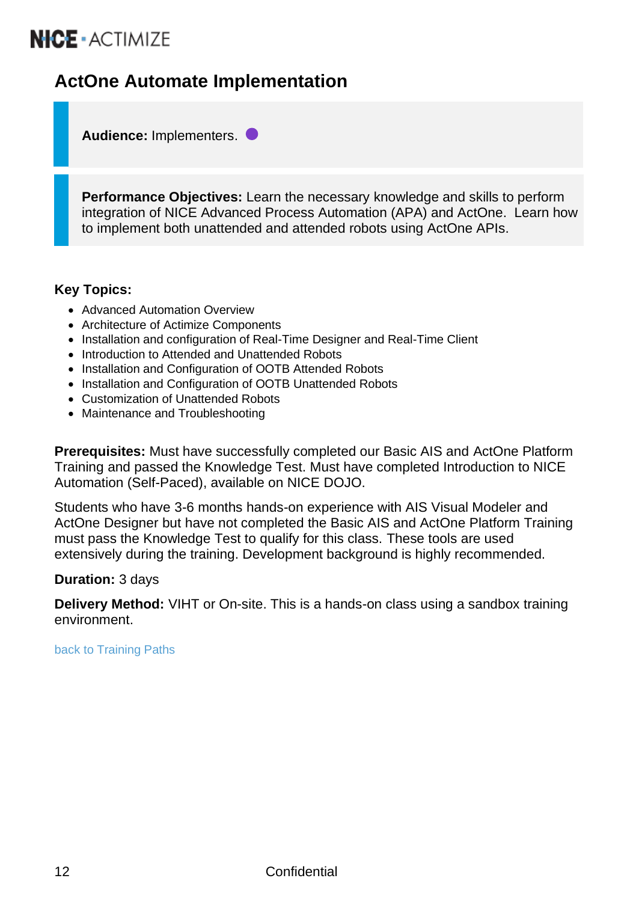# ActOne Automate Implementation

**Audience:** Implementers.

**Performance Objectives:** Learn the necessary knowledge and skills to perform integration of NICE Advanced Process Automation (APA) and ActOne. Learn how to implement both unattended and attended robots using ActOne APIs.

**Key Topics:**

- Advanced Automation Overview
- Architecture of Actimize Components
- Installation and configuration of Real-Time Designer and Real-Time Client
- Introduction to Attended and Unattended Robots
- Installation and Configuration of OOTB Attended Robots
- Installation and Configuration of OOTB Unattended Robots
- Customization of Unattended Robots
- Maintenance and Troubleshooting

**Prerequisites:** Must have successfully completed our Basic AIS and ActOne Platform Training and passed the Knowledge Test. Must have completed Introduction to NICE Automation (Self-Paced), available on NICE DOJO.

Students who have 3-6 months hands-on experience with AIS Visual Modeler and ActOne Designer but have not completed the Basic AIS and ActOne Platform Training must pass the Knowledge Test to qualify for this class. These tools are used extensively during the training. Development background is highly recommended.

**Duration:** 3 days

**Delivery Method:** VIHT or On-site. This is a hands-on class using a sandbox training environment.

back to Training Paths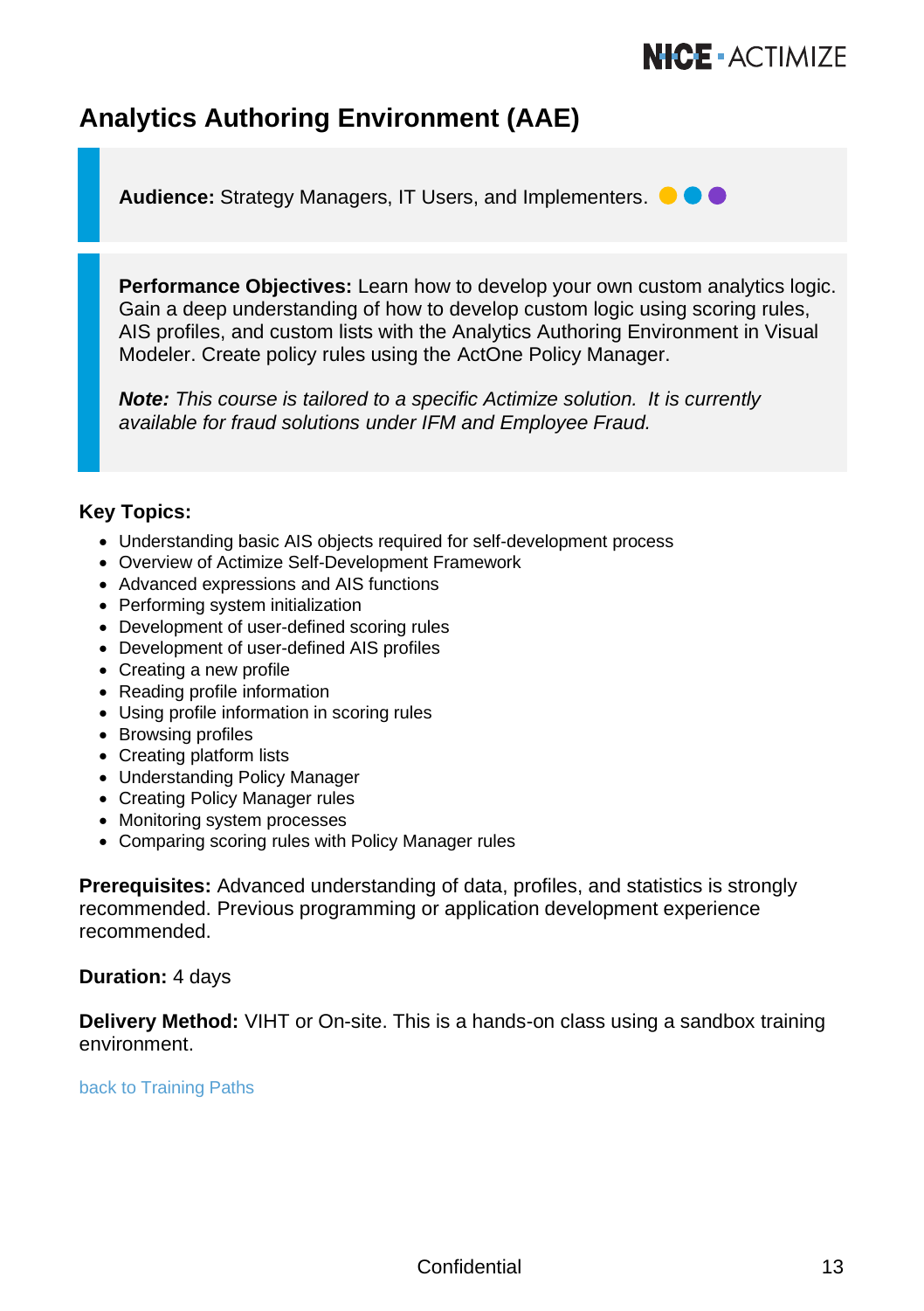# Analytics Authoring Environment (AAE)

**Audience:** Strategy Managers, IT Users, and Implementers.

**Performance Objectives:** Learn how to develop your own custom analytics logic. Gain a deep understanding of how to develop custom logic using scoring rules, AIS profiles, and custom lists with the Analytics Authoring Environment in Visual Modeler. Create policy rules using the ActOne Policy Manager.

***Note:*** *This course is tailored to a specific Actimize solution. It is currently available for fraud solutions under IFM and Employee Fraud.*

**Key Topics:**

- Understanding basic AIS objects required for self-development process
- Overview of Actimize Self-Development Framework
- Advanced expressions and AIS functions
- Performing system initialization
- Development of user-defined scoring rules
- Development of user-defined AIS profiles
- Creating a new profile
- Reading profile information
- Using profile information in scoring rules
- Browsing profiles
- Creating platform lists
- Understanding Policy Manager
- Creating Policy Manager rules
- Monitoring system processes
- Comparing scoring rules with Policy Manager rules

**Prerequisites:** Advanced understanding of data, profiles, and statistics is strongly recommended. Previous programming or application development experience recommended.

**Duration:** 4 days

**Delivery Method:** VIHT or On-site. This is a hands-on class using a sandbox training environment.

back to Training Paths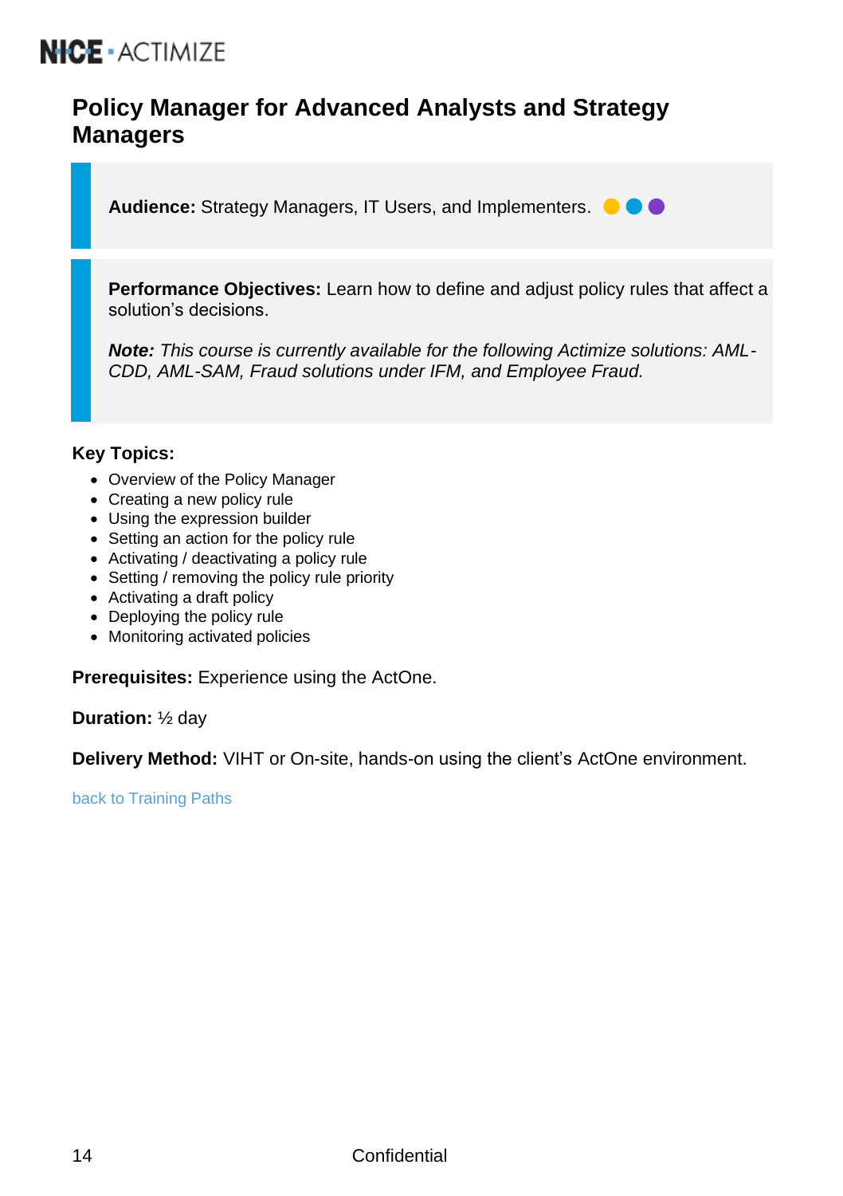# Policy Manager for Advanced Analysts and Strategy Managers

**Audience:** Strategy Managers, IT Users, and Implementers.

**Performance Objectives:** Learn how to define and adjust policy rules that affect a solution's decisions.

***Note:*** *This course is currently available for the following Actimize solutions: AML-CDD, AML-SAM, Fraud solutions under IFM, and Employee Fraud.*

**Key Topics:**

- Overview of the Policy Manager
- Creating a new policy rule
- Using the expression builder
- Setting an action for the policy rule
- Activating / deactivating a policy rule
- Setting / removing the policy rule priority
- Activating a draft policy
- Deploying the policy rule
- Monitoring activated policies

**Prerequisites:** Experience using the ActOne.

**Duration:** ½ day

**Delivery Method:** VIHT or On-site, hands-on using the client's ActOne environment.

back to Training Paths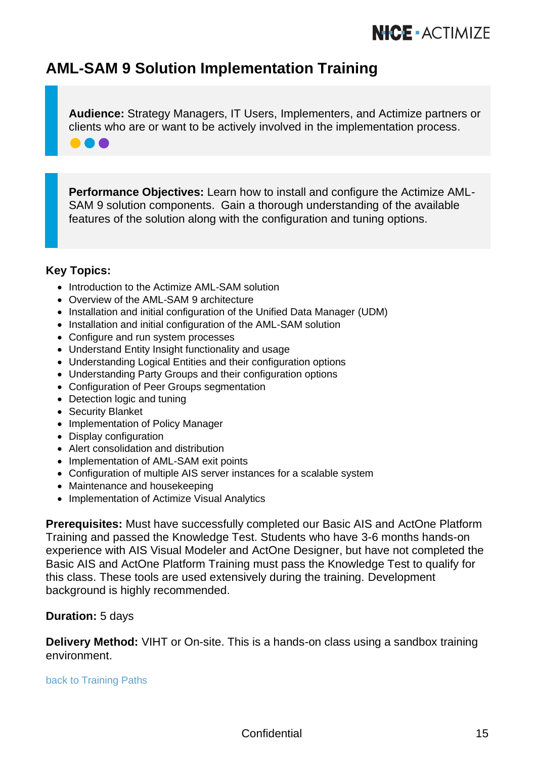# AML-SAM 9 Solution Implementation Training

**Audience:** Strategy Managers, IT Users, Implementers, and Actimize partners or clients who are or want to be actively involved in the implementation process.

**Performance Objectives:** Learn how to install and configure the Actimize AML-SAM 9 solution components. Gain a thorough understanding of the available features of the solution along with the configuration and tuning options.

**Key Topics:**

- Introduction to the Actimize AML-SAM solution
- Overview of the AML-SAM 9 architecture
- Installation and initial configuration of the Unified Data Manager (UDM)
- Installation and initial configuration of the AML-SAM solution
- Configure and run system processes
- Understand Entity Insight functionality and usage
- Understanding Logical Entities and their configuration options
- Understanding Party Groups and their configuration options
- Configuration of Peer Groups segmentation
- Detection logic and tuning
- Security Blanket
- Implementation of Policy Manager
- Display configuration
- Alert consolidation and distribution
- Implementation of AML-SAM exit points
- Configuration of multiple AIS server instances for a scalable system
- Maintenance and housekeeping
- Implementation of Actimize Visual Analytics

**Prerequisites:** Must have successfully completed our Basic AIS and ActOne Platform Training and passed the Knowledge Test. Students who have 3-6 months hands-on experience with AIS Visual Modeler and ActOne Designer, but have not completed the Basic AIS and ActOne Platform Training must pass the Knowledge Test to qualify for this class. These tools are used extensively during the training. Development background is highly recommended.

**Duration:** 5 days

**Delivery Method:** VIHT or On-site. This is a hands-on class using a sandbox training environment.

back to Training Paths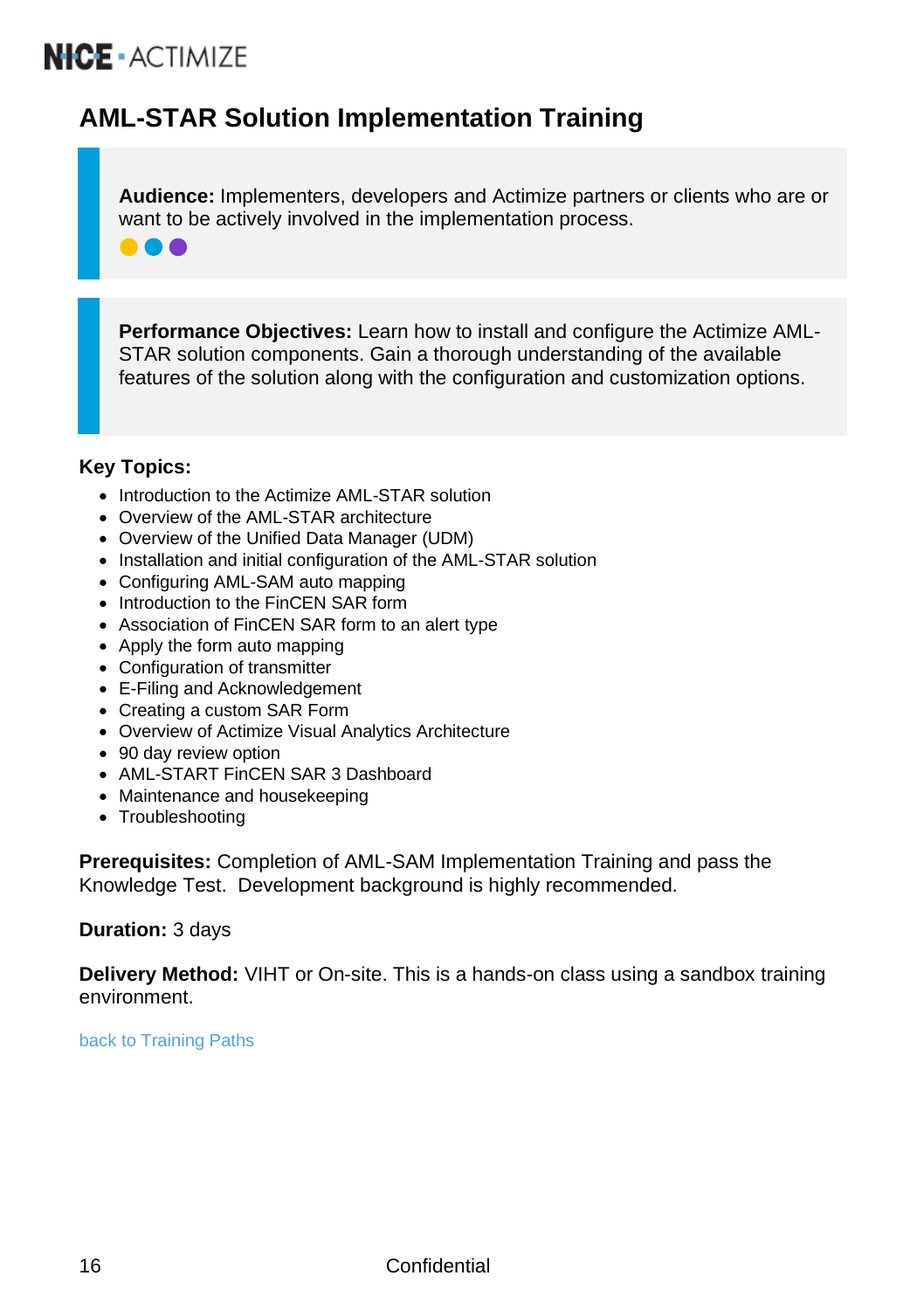# AML-STAR Solution Implementation Training

**Audience:** Implementers, developers and Actimize partners or clients who are or want to be actively involved in the implementation process.

**Performance Objectives:** Learn how to install and configure the Actimize AML-STAR solution components. Gain a thorough understanding of the available features of the solution along with the configuration and customization options.

**Key Topics:**

- Introduction to the Actimize AML-STAR solution
- Overview of the AML-STAR architecture
- Overview of the Unified Data Manager (UDM)
- Installation and initial configuration of the AML-STAR solution
- Configuring AML-SAM auto mapping
- Introduction to the FinCEN SAR form
- Association of FinCEN SAR form to an alert type
- Apply the form auto mapping
- Configuration of transmitter
- E-Filing and Acknowledgement
- Creating a custom SAR Form
- Overview of Actimize Visual Analytics Architecture
- 90 day review option
- AML-START FinCEN SAR 3 Dashboard
- Maintenance and housekeeping
- Troubleshooting

**Prerequisites:** Completion of AML-SAM Implementation Training and pass the Knowledge Test. Development background is highly recommended.

**Duration:** 3 days

**Delivery Method:** VIHT or On-site. This is a hands-on class using a sandbox training environment.

back to Training Paths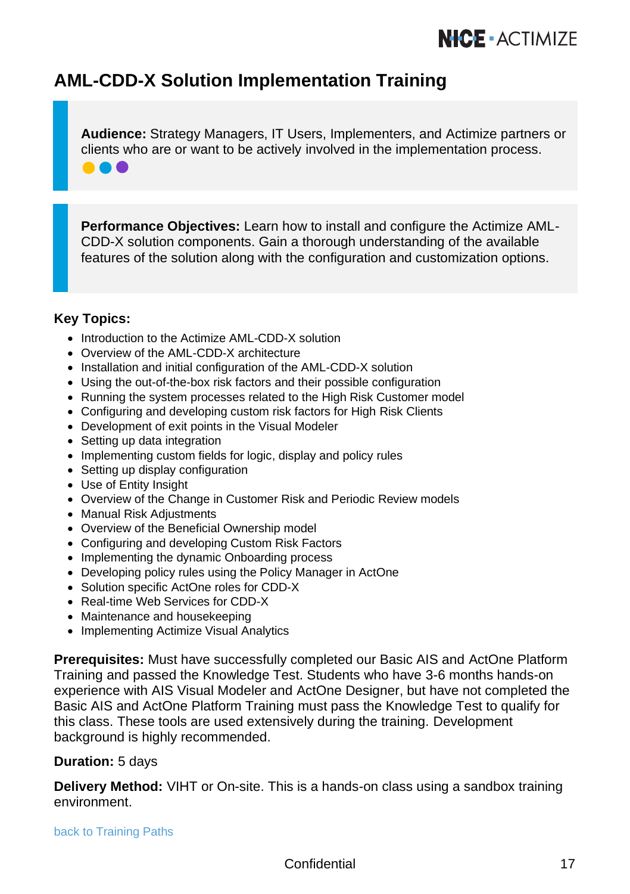# AML-CDD-X Solution Implementation Training

**Audience:** Strategy Managers, IT Users, Implementers, and Actimize partners or clients who are or want to be actively involved in the implementation process.

**Performance Objectives:** Learn how to install and configure the Actimize AML-CDD-X solution components. Gain a thorough understanding of the available features of the solution along with the configuration and customization options.

**Key Topics:**

- Introduction to the Actimize AML-CDD-X solution
- Overview of the AML-CDD-X architecture
- Installation and initial configuration of the AML-CDD-X solution
- Using the out-of-the-box risk factors and their possible configuration
- Running the system processes related to the High Risk Customer model
- Configuring and developing custom risk factors for High Risk Clients
- Development of exit points in the Visual Modeler
- Setting up data integration
- Implementing custom fields for logic, display and policy rules
- Setting up display configuration
- Use of Entity Insight
- Overview of the Change in Customer Risk and Periodic Review models
- Manual Risk Adjustments
- Overview of the Beneficial Ownership model
- Configuring and developing Custom Risk Factors
- Implementing the dynamic Onboarding process
- Developing policy rules using the Policy Manager in ActOne
- Solution specific ActOne roles for CDD-X
- Real-time Web Services for CDD-X
- Maintenance and housekeeping
- Implementing Actimize Visual Analytics

**Prerequisites:** Must have successfully completed our Basic AIS and ActOne Platform Training and passed the Knowledge Test. Students who have 3-6 months hands-on experience with AIS Visual Modeler and ActOne Designer, but have not completed the Basic AIS and ActOne Platform Training must pass the Knowledge Test to qualify for this class. These tools are used extensively during the training. Development background is highly recommended.

**Duration:** 5 days

**Delivery Method:** VIHT or On-site. This is a hands-on class using a sandbox training environment.

back to Training Paths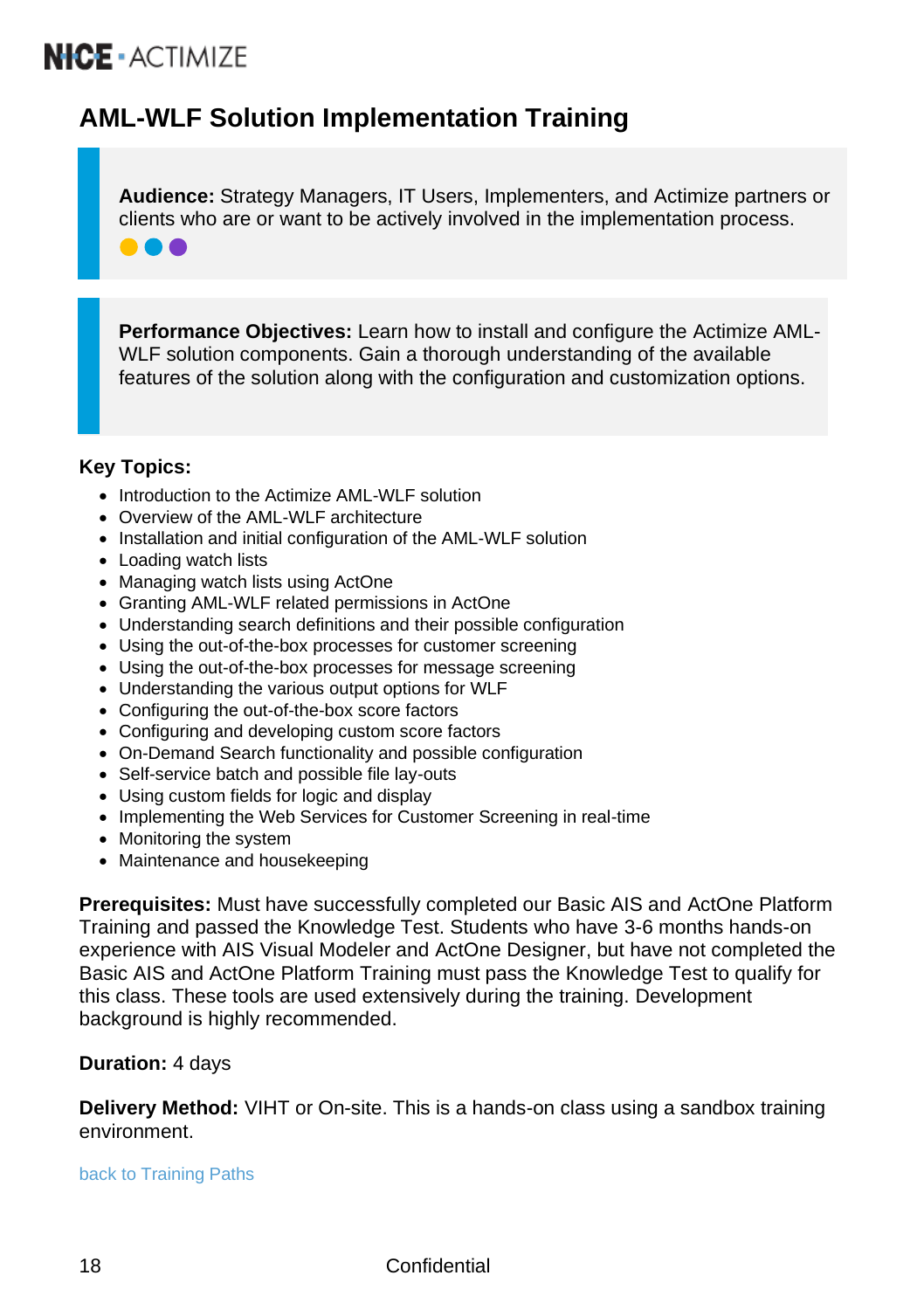# AML-WLF Solution Implementation Training

**Audience:** Strategy Managers, IT Users, Implementers, and Actimize partners or clients who are or want to be actively involved in the implementation process.

**Performance Objectives:** Learn how to install and configure the Actimize AML-WLF solution components. Gain a thorough understanding of the available features of the solution along with the configuration and customization options.

**Key Topics:**

- Introduction to the Actimize AML-WLF solution
- Overview of the AML-WLF architecture
- Installation and initial configuration of the AML-WLF solution
- Loading watch lists
- Managing watch lists using ActOne
- Granting AML-WLF related permissions in ActOne
- Understanding search definitions and their possible configuration
- Using the out-of-the-box processes for customer screening
- Using the out-of-the-box processes for message screening
- Understanding the various output options for WLF
- Configuring the out-of-the-box score factors
- Configuring and developing custom score factors
- On-Demand Search functionality and possible configuration
- Self-service batch and possible file lay-outs
- Using custom fields for logic and display
- Implementing the Web Services for Customer Screening in real-time
- Monitoring the system
- Maintenance and housekeeping

**Prerequisites:** Must have successfully completed our Basic AIS and ActOne Platform Training and passed the Knowledge Test. Students who have 3-6 months hands-on experience with AIS Visual Modeler and ActOne Designer, but have not completed the Basic AIS and ActOne Platform Training must pass the Knowledge Test to qualify for this class. These tools are used extensively during the training. Development background is highly recommended.

**Duration:** 4 days

**Delivery Method:** VIHT or On-site. This is a hands-on class using a sandbox training environment.

back to Training Paths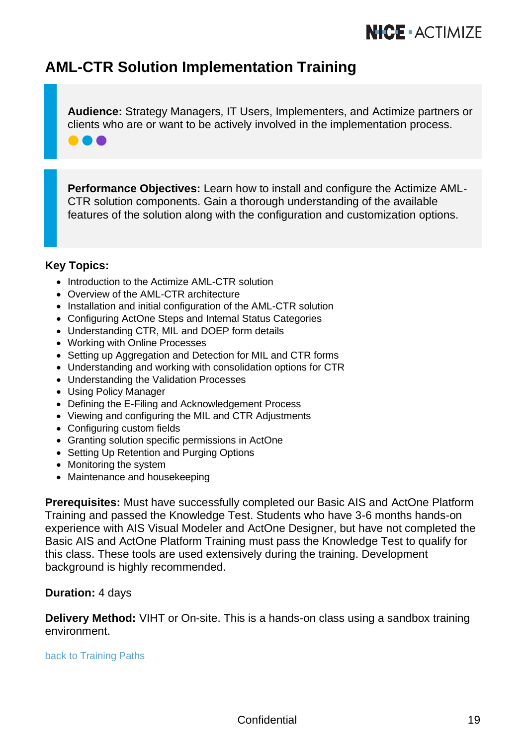# AML-CTR Solution Implementation Training

**Audience:** Strategy Managers, IT Users, Implementers, and Actimize partners or clients who are or want to be actively involved in the implementation process.

**Performance Objectives:** Learn how to install and configure the Actimize AML-CTR solution components. Gain a thorough understanding of the available features of the solution along with the configuration and customization options.

**Key Topics:**

- Introduction to the Actimize AML-CTR solution
- Overview of the AML-CTR architecture
- Installation and initial configuration of the AML-CTR solution
- Configuring ActOne Steps and Internal Status Categories
- Understanding CTR, MIL and DOEP form details
- Working with Online Processes
- Setting up Aggregation and Detection for MIL and CTR forms
- Understanding and working with consolidation options for CTR
- Understanding the Validation Processes
- Using Policy Manager
- Defining the E-Filing and Acknowledgement Process
- Viewing and configuring the MIL and CTR Adjustments
- Configuring custom fields
- Granting solution specific permissions in ActOne
- Setting Up Retention and Purging Options
- Monitoring the system
- Maintenance and housekeeping

**Prerequisites:** Must have successfully completed our Basic AIS and ActOne Platform Training and passed the Knowledge Test. Students who have 3-6 months hands-on experience with AIS Visual Modeler and ActOne Designer, but have not completed the Basic AIS and ActOne Platform Training must pass the Knowledge Test to qualify for this class. These tools are used extensively during the training. Development background is highly recommended.

**Duration:** 4 days

**Delivery Method:** VIHT or On-site. This is a hands-on class using a sandbox training environment.

back to Training Paths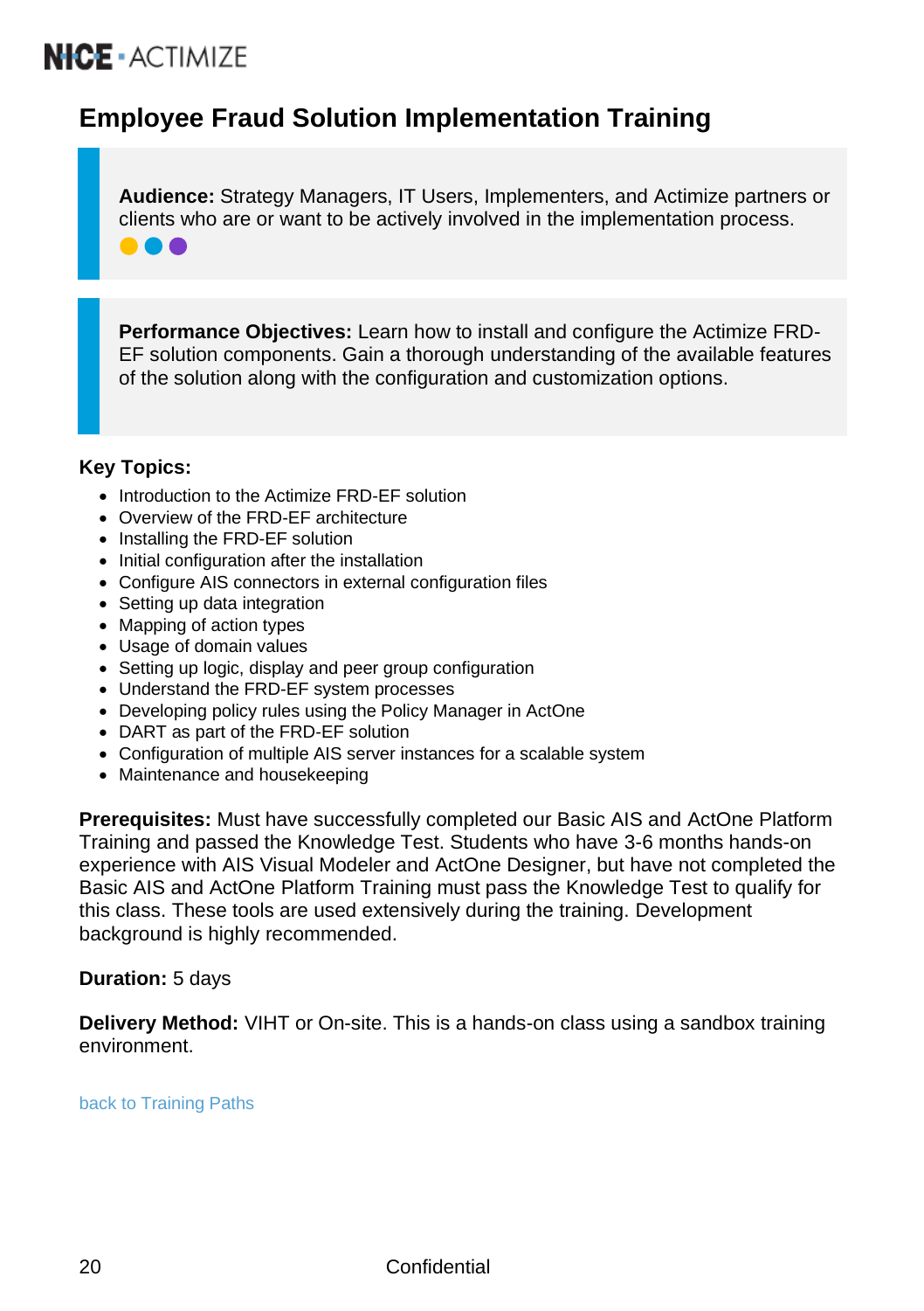# Employee Fraud Solution Implementation Training

**Audience:** Strategy Managers, IT Users, Implementers, and Actimize partners or clients who are or want to be actively involved in the implementation process.

**Performance Objectives:** Learn how to install and configure the Actimize FRD-EF solution components. Gain a thorough understanding of the available features of the solution along with the configuration and customization options.

**Key Topics:**

- Introduction to the Actimize FRD-EF solution
- Overview of the FRD-EF architecture
- Installing the FRD-EF solution
- Initial configuration after the installation
- Configure AIS connectors in external configuration files
- Setting up data integration
- Mapping of action types
- Usage of domain values
- Setting up logic, display and peer group configuration
- Understand the FRD-EF system processes
- Developing policy rules using the Policy Manager in ActOne
- DART as part of the FRD-EF solution
- Configuration of multiple AIS server instances for a scalable system
- Maintenance and housekeeping

**Prerequisites:** Must have successfully completed our Basic AIS and ActOne Platform Training and passed the Knowledge Test. Students who have 3-6 months hands-on experience with AIS Visual Modeler and ActOne Designer, but have not completed the Basic AIS and ActOne Platform Training must pass the Knowledge Test to qualify for this class. These tools are used extensively during the training. Development background is highly recommended.

**Duration:** 5 days

**Delivery Method:** VIHT or On-site. This is a hands-on class using a sandbox training environment.

back to Training Paths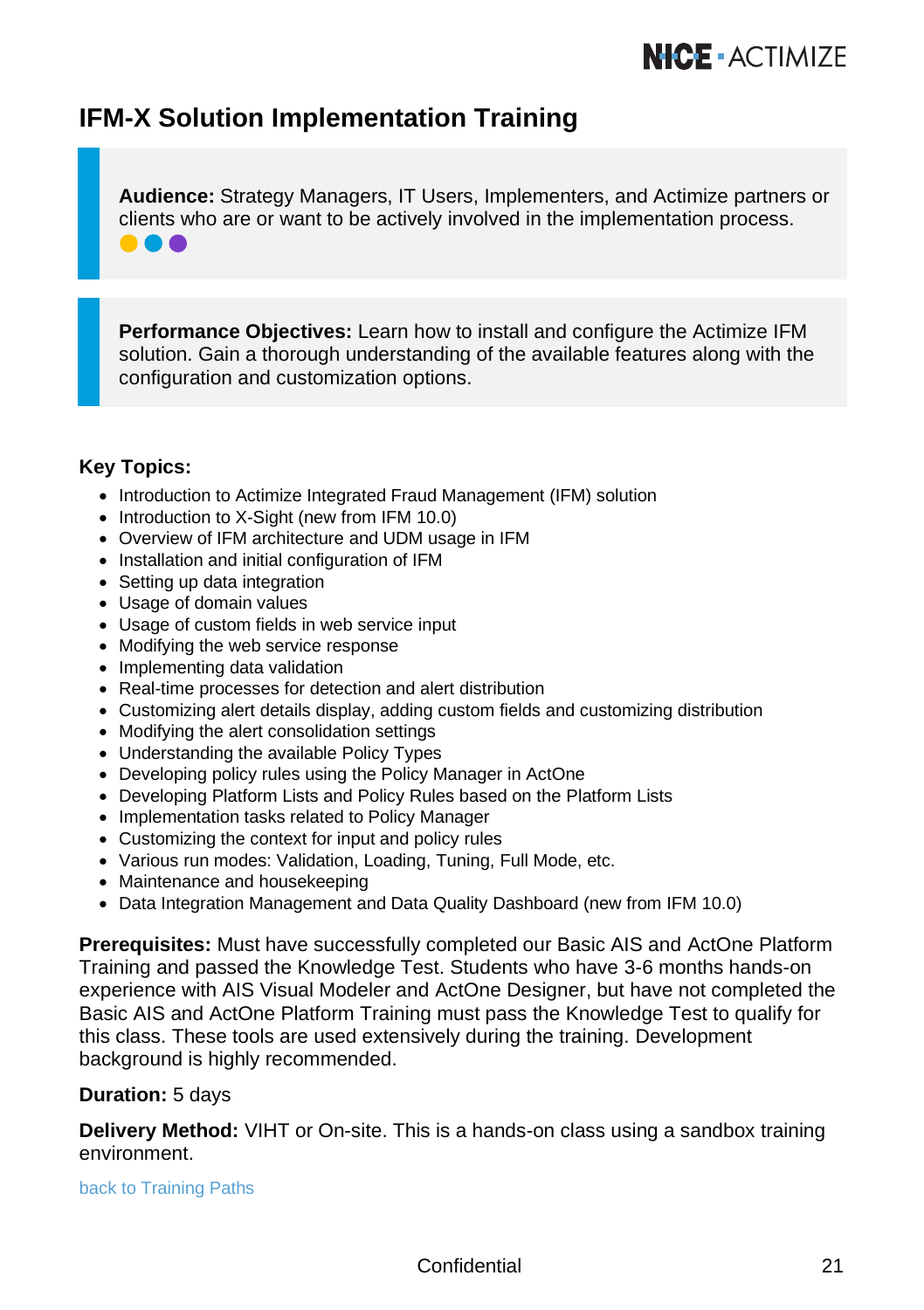# IFM-X Solution Implementation Training

**Audience:** Strategy Managers, IT Users, Implementers, and Actimize partners or clients who are or want to be actively involved in the implementation process.

**Performance Objectives:** Learn how to install and configure the Actimize IFM solution. Gain a thorough understanding of the available features along with the configuration and customization options.

**Key Topics:**

- Introduction to Actimize Integrated Fraud Management (IFM) solution
- Introduction to X-Sight (new from IFM 10.0)
- Overview of IFM architecture and UDM usage in IFM
- Installation and initial configuration of IFM
- Setting up data integration
- Usage of domain values
- Usage of custom fields in web service input
- Modifying the web service response
- Implementing data validation
- Real-time processes for detection and alert distribution
- Customizing alert details display, adding custom fields and customizing distribution
- Modifying the alert consolidation settings
- Understanding the available Policy Types
- Developing policy rules using the Policy Manager in ActOne
- Developing Platform Lists and Policy Rules based on the Platform Lists
- Implementation tasks related to Policy Manager
- Customizing the context for input and policy rules
- Various run modes: Validation, Loading, Tuning, Full Mode, etc.
- Maintenance and housekeeping
- Data Integration Management and Data Quality Dashboard (new from IFM 10.0)

**Prerequisites:** Must have successfully completed our Basic AIS and ActOne Platform Training and passed the Knowledge Test. Students who have 3-6 months hands-on experience with AIS Visual Modeler and ActOne Designer, but have not completed the Basic AIS and ActOne Platform Training must pass the Knowledge Test to qualify for this class. These tools are used extensively during the training. Development background is highly recommended.

**Duration:** 5 days

**Delivery Method:** VIHT or On-site. This is a hands-on class using a sandbox training environment.

back to Training Paths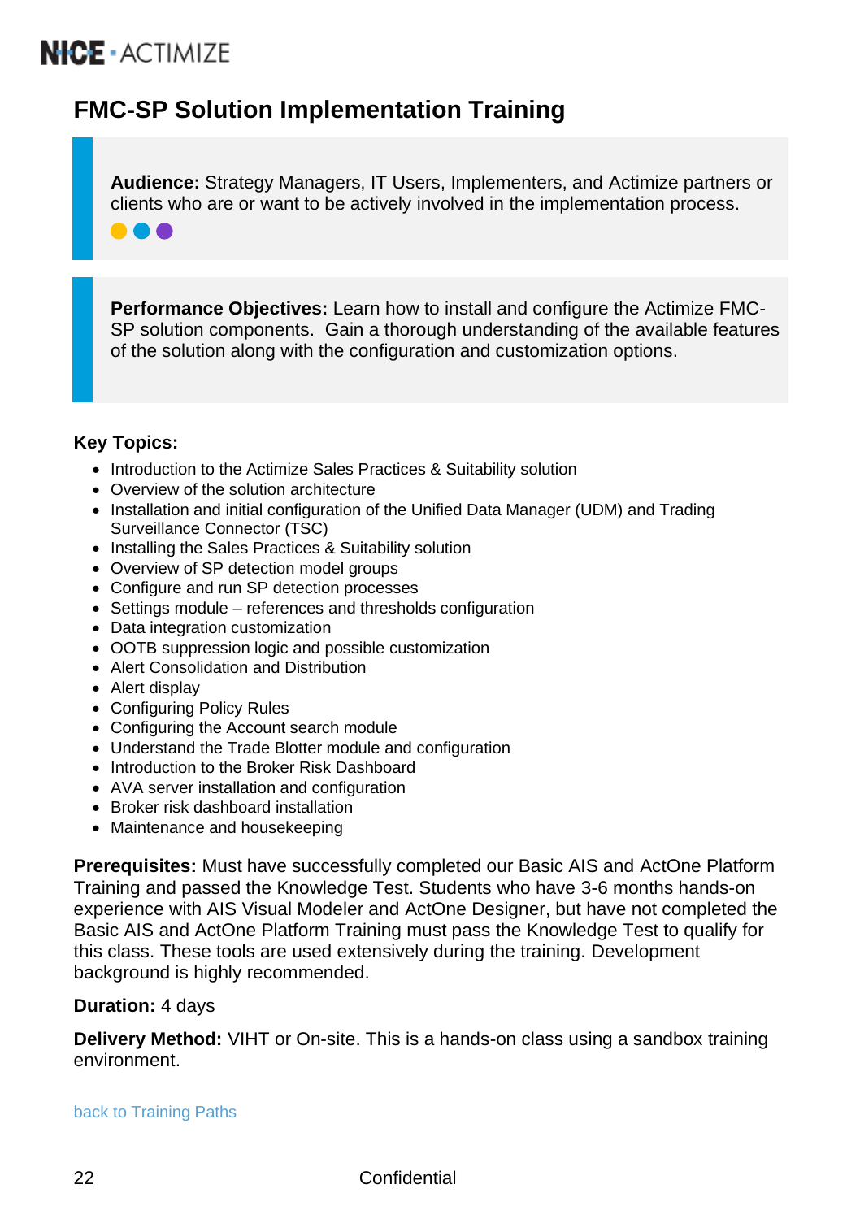# FMC-SP Solution Implementation Training

**Audience:** Strategy Managers, IT Users, Implementers, and Actimize partners or clients who are or want to be actively involved in the implementation process.

**Performance Objectives:** Learn how to install and configure the Actimize FMC-SP solution components. Gain a thorough understanding of the available features of the solution along with the configuration and customization options.

**Key Topics:**

- Introduction to the Actimize Sales Practices & Suitability solution
- Overview of the solution architecture
- Installation and initial configuration of the Unified Data Manager (UDM) and Trading Surveillance Connector (TSC)
- Installing the Sales Practices & Suitability solution
- Overview of SP detection model groups
- Configure and run SP detection processes
- Settings module – references and thresholds configuration
- Data integration customization
- OOTB suppression logic and possible customization
- Alert Consolidation and Distribution
- Alert display
- Configuring Policy Rules
- Configuring the Account search module
- Understand the Trade Blotter module and configuration
- Introduction to the Broker Risk Dashboard
- AVA server installation and configuration
- Broker risk dashboard installation
- Maintenance and housekeeping

**Prerequisites:** Must have successfully completed our Basic AIS and ActOne Platform Training and passed the Knowledge Test. Students who have 3-6 months hands-on experience with AIS Visual Modeler and ActOne Designer, but have not completed the Basic AIS and ActOne Platform Training must pass the Knowledge Test to qualify for this class. These tools are used extensively during the training. Development background is highly recommended.

**Duration:** 4 days

**Delivery Method:** VIHT or On-site. This is a hands-on class using a sandbox training environment.

back to Training Paths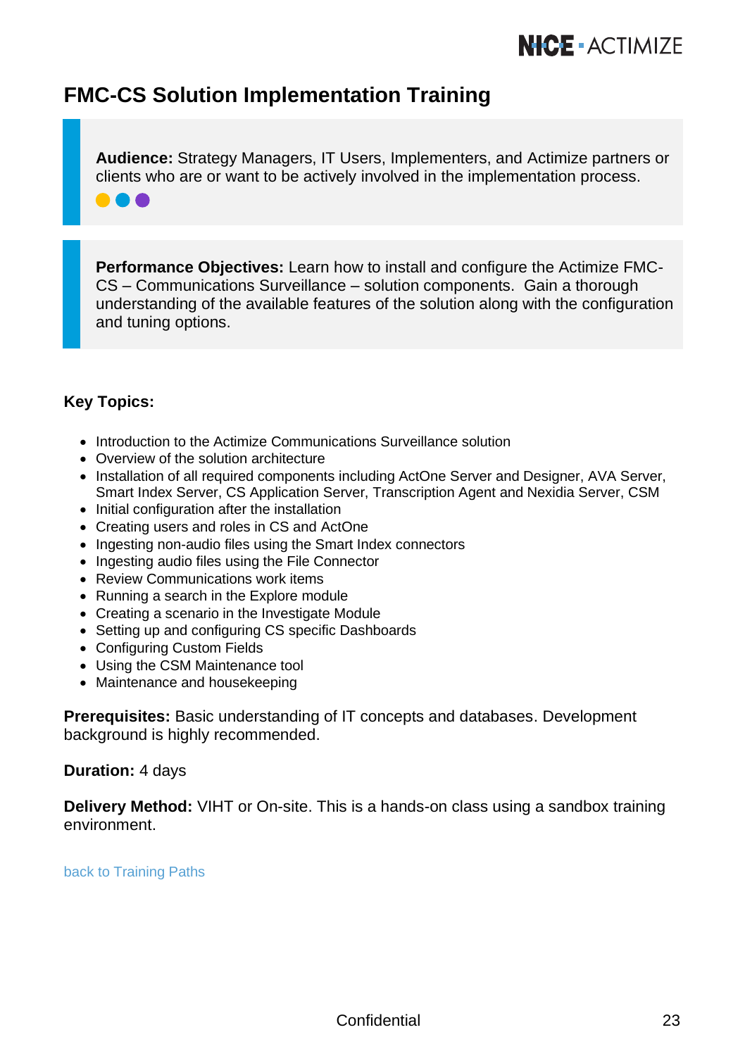# FMC-CS Solution Implementation Training

**Audience:** Strategy Managers, IT Users, Implementers, and Actimize partners or clients who are or want to be actively involved in the implementation process.

**Performance Objectives:** Learn how to install and configure the Actimize FMC-CS – Communications Surveillance – solution components. Gain a thorough understanding of the available features of the solution along with the configuration and tuning options.

**Key Topics:**

- Introduction to the Actimize Communications Surveillance solution
- Overview of the solution architecture
- Installation of all required components including ActOne Server and Designer, AVA Server, Smart Index Server, CS Application Server, Transcription Agent and Nexidia Server, CSM
- Initial configuration after the installation
- Creating users and roles in CS and ActOne
- Ingesting non-audio files using the Smart Index connectors
- Ingesting audio files using the File Connector
- Review Communications work items
- Running a search in the Explore module
- Creating a scenario in the Investigate Module
- Setting up and configuring CS specific Dashboards
- Configuring Custom Fields
- Using the CSM Maintenance tool
- Maintenance and housekeeping

**Prerequisites:** Basic understanding of IT concepts and databases. Development background is highly recommended.

**Duration:** 4 days

**Delivery Method:** VIHT or On-site. This is a hands-on class using a sandbox training environment.

back to Training Paths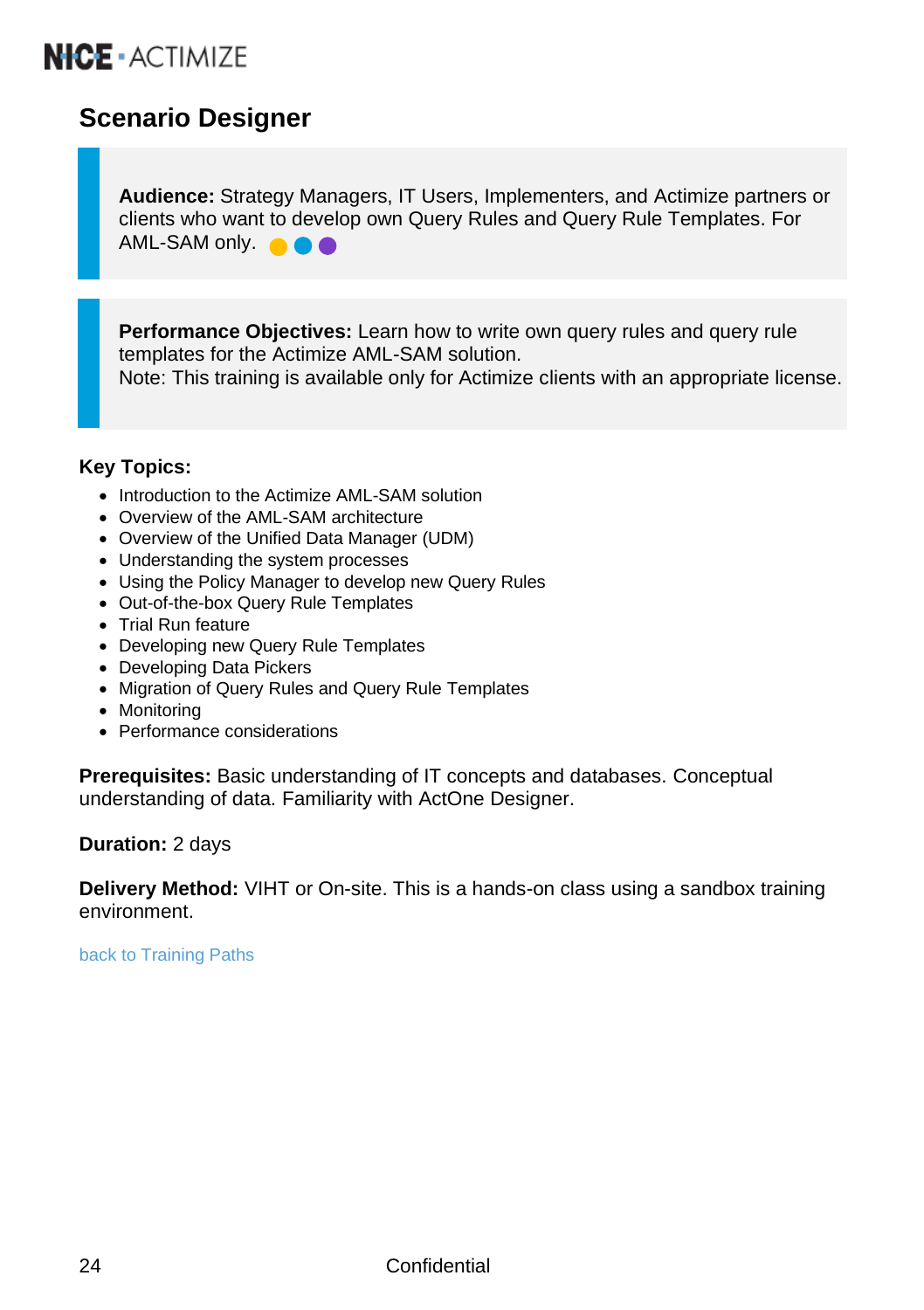## Scenario Designer

**Audience:** Strategy Managers, IT Users, Implementers, and Actimize partners or clients who want to develop own Query Rules and Query Rule Templates. For AML-SAM only.

**Performance Objectives:** Learn how to write own query rules and query rule templates for the Actimize AML-SAM solution.
Note: This training is available only for Actimize clients with an appropriate license.

**Key Topics:**

- Introduction to the Actimize AML-SAM solution
- Overview of the AML-SAM architecture
- Overview of the Unified Data Manager (UDM)
- Understanding the system processes
- Using the Policy Manager to develop new Query Rules
- Out-of-the-box Query Rule Templates
- Trial Run feature
- Developing new Query Rule Templates
- Developing Data Pickers
- Migration of Query Rules and Query Rule Templates
- Monitoring
- Performance considerations

**Prerequisites:** Basic understanding of IT concepts and databases. Conceptual understanding of data. Familiarity with ActOne Designer.

**Duration:** 2 days

**Delivery Method:** VIHT or On-site. This is a hands-on class using a sandbox training environment.

back to Training Paths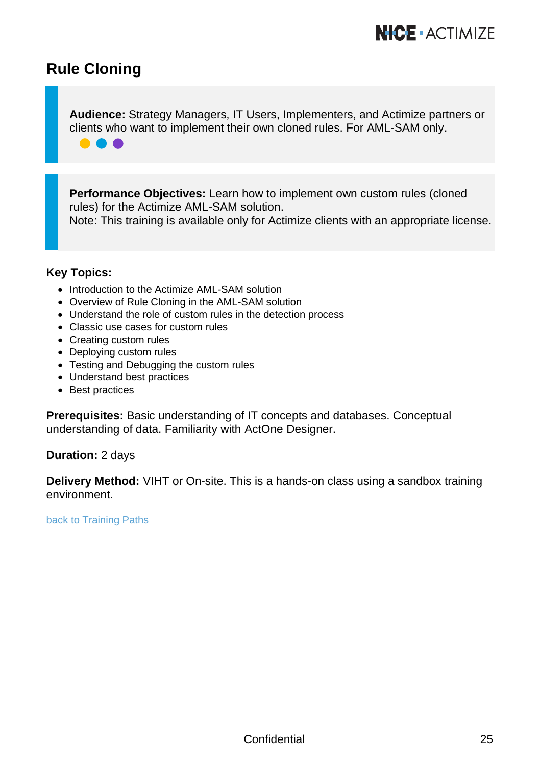## Rule Cloning

**Audience:** Strategy Managers, IT Users, Implementers, and Actimize partners or clients who want to implement their own cloned rules. For AML-SAM only.

**Performance Objectives:** Learn how to implement own custom rules (cloned rules) for the Actimize AML-SAM solution.
Note: This training is available only for Actimize clients with an appropriate license.

**Key Topics:**

- Introduction to the Actimize AML-SAM solution
- Overview of Rule Cloning in the AML-SAM solution
- Understand the role of custom rules in the detection process
- Classic use cases for custom rules
- Creating custom rules
- Deploying custom rules
- Testing and Debugging the custom rules
- Understand best practices
- Best practices

**Prerequisites:** Basic understanding of IT concepts and databases. Conceptual understanding of data. Familiarity with ActOne Designer.

**Duration:** 2 days

**Delivery Method:** VIHT or On-site. This is a hands-on class using a sandbox training environment.

back to Training Paths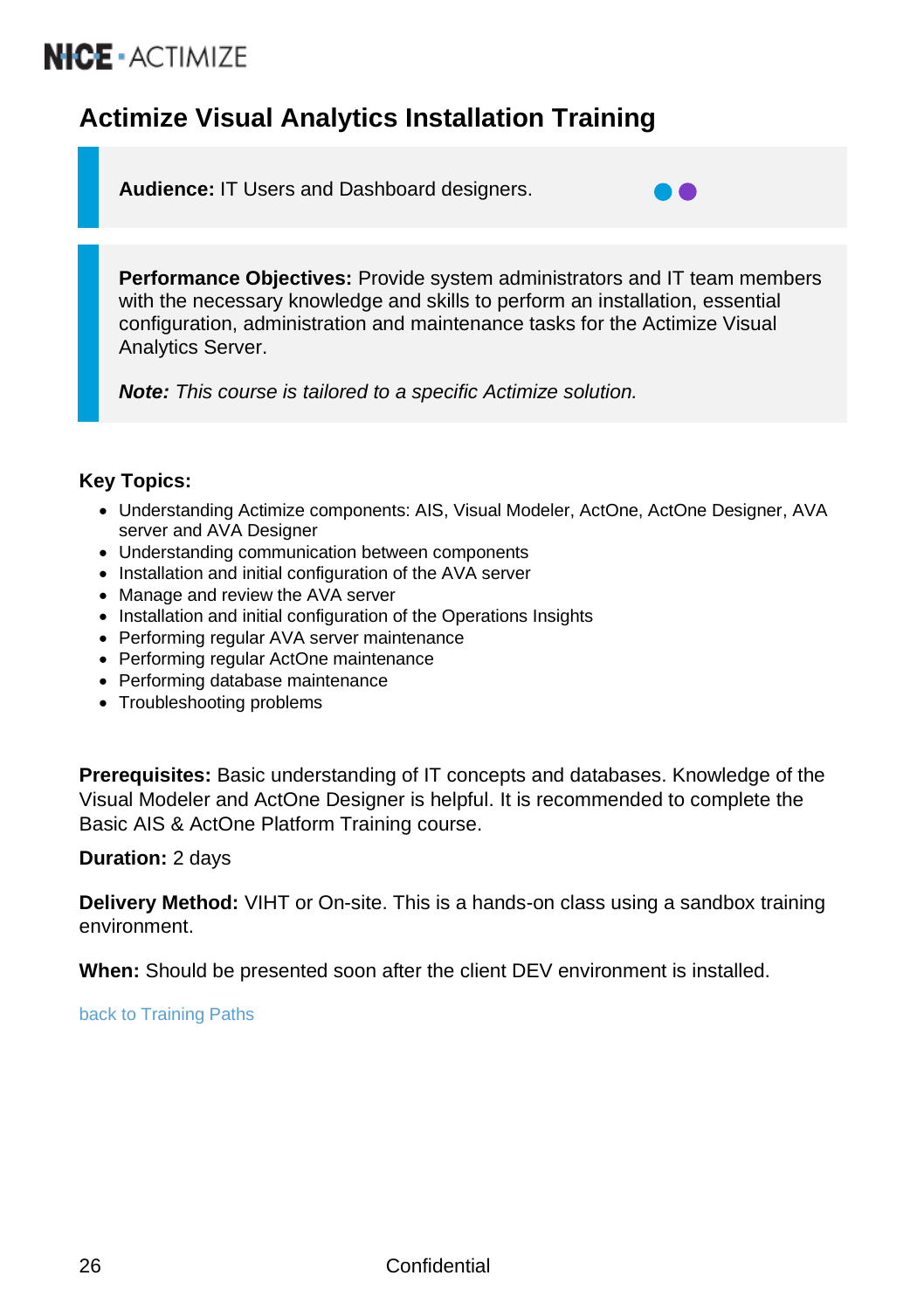# Actimize Visual Analytics Installation Training

**Audience:** IT Users and Dashboard designers.

**Performance Objectives:** Provide system administrators and IT team members with the necessary knowledge and skills to perform an installation, essential configuration, administration and maintenance tasks for the Actimize Visual Analytics Server.

***Note:*** *This course is tailored to a specific Actimize solution.*

**Key Topics:**

- Understanding Actimize components: AIS, Visual Modeler, ActOne, ActOne Designer, AVA server and AVA Designer
- Understanding communication between components
- Installation and initial configuration of the AVA server
- Manage and review the AVA server
- Installation and initial configuration of the Operations Insights
- Performing regular AVA server maintenance
- Performing regular ActOne maintenance
- Performing database maintenance
- Troubleshooting problems

**Prerequisites:** Basic understanding of IT concepts and databases. Knowledge of the Visual Modeler and ActOne Designer is helpful. It is recommended to complete the Basic AIS & ActOne Platform Training course.

**Duration:** 2 days

**Delivery Method:** VIHT or On-site. This is a hands-on class using a sandbox training environment.

**When:** Should be presented soon after the client DEV environment is installed.

back to Training Paths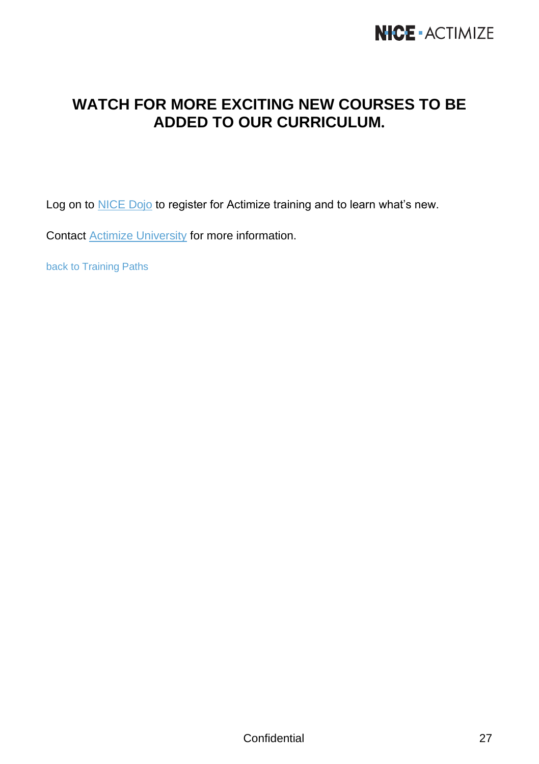## WATCH FOR MORE EXCITING NEW COURSES TO BE ADDED TO OUR CURRICULUM.

Log on to NICE Dojo to register for Actimize training and to learn what's new.

Contact Actimize University for more information.

back to Training Paths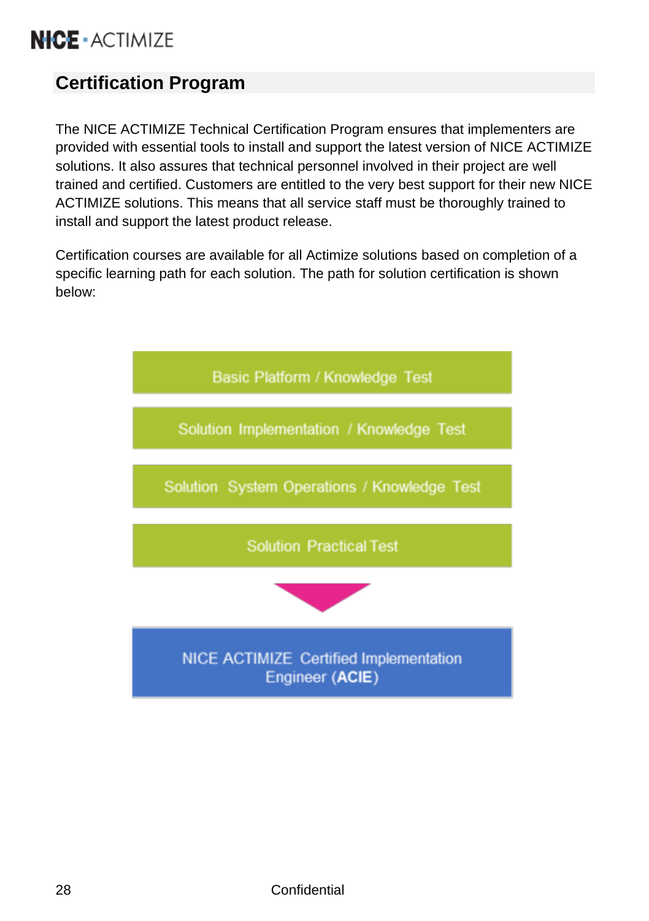## Certification Program

The NICE ACTIMIZE Technical Certification Program ensures that implementers are provided with essential tools to install and support the latest version of NICE ACTIMIZE solutions. It also assures that technical personnel involved in their project are well trained and certified. Customers are entitled to the very best support for their new NICE ACTIMIZE solutions. This means that all service staff must be thoroughly trained to install and support the latest product release.

Certification courses are available for all Actimize solutions based on completion of a specific learning path for each solution. The path for solution certification is shown below:

Basic Platform / Knowledge Test

Solution Implementation / Knowledge Test

Solution System Operations / Knowledge Test

Solution Practical Test

NICE ACTIMIZE Certified Implementation Engineer (**ACIE**)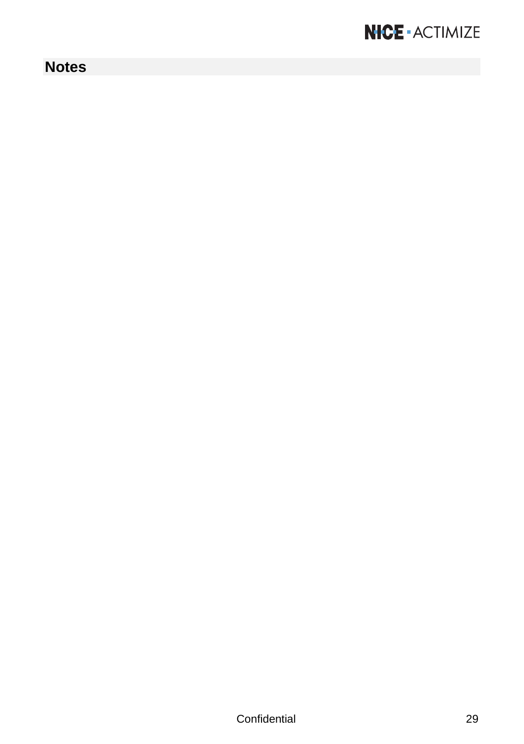## Notes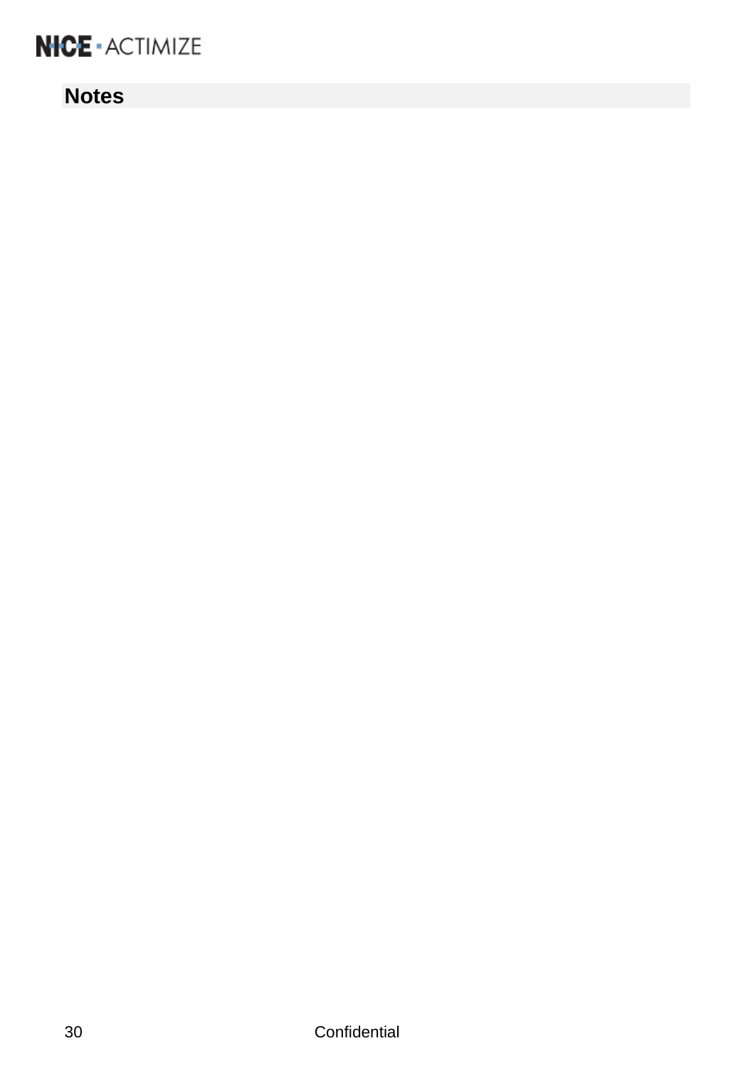## Notes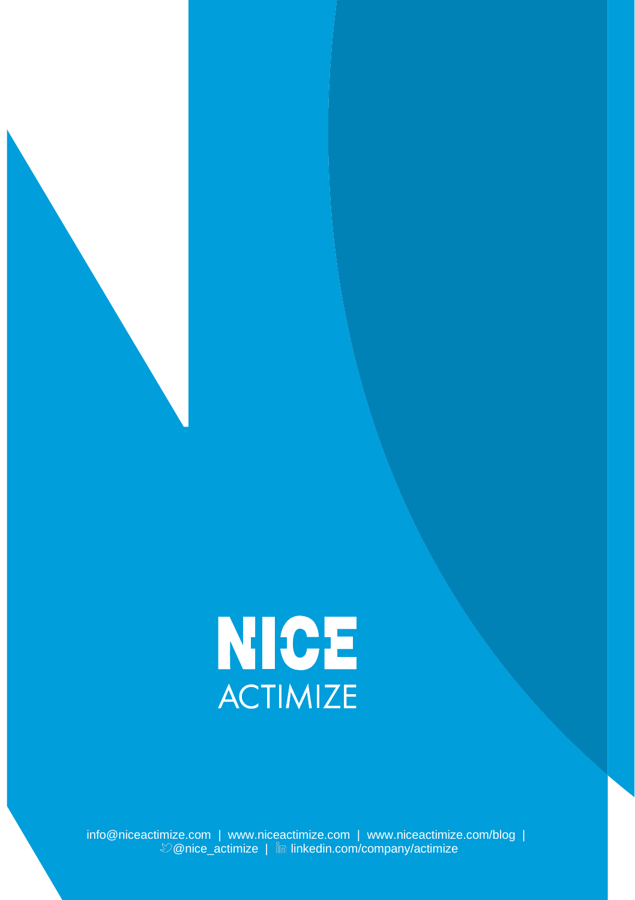NICE

ACTIMIZE

info@niceactimize.com | www.niceactimize.com | www.niceactimize.com/blog | @nice_actimize | linkedin.com/company/actimize